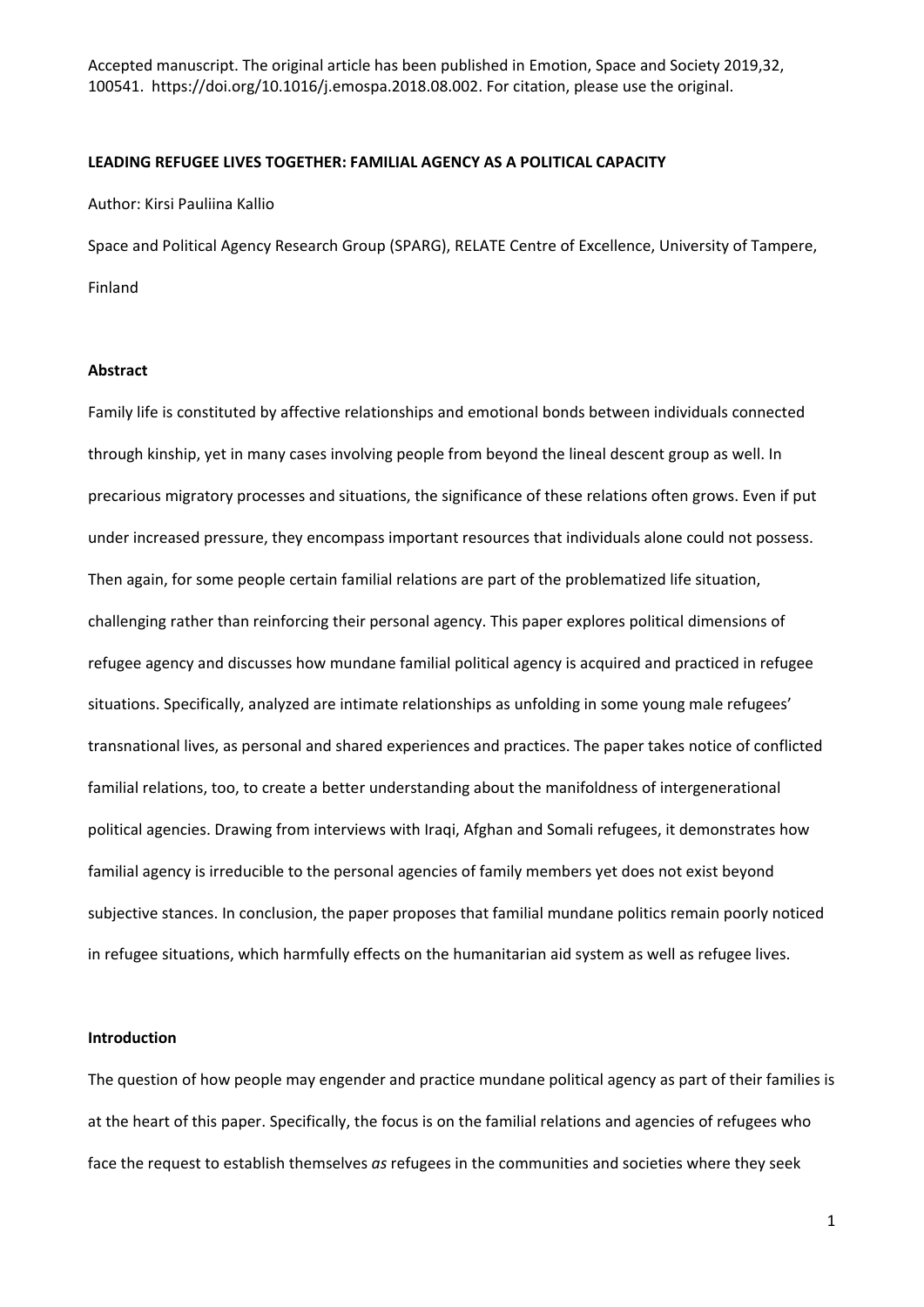Accepted manuscript. The original article has been published in Emotion, Space and Society 2019,32, 100541. https://doi.org/10.1016/j.emospa.2018.08.002. For citation, please use the original.

# LEADING REFUGEE LIVES TOGETHER: FAMILIAL AGENCY AS A POLITICAL CAPACITY

Author: Kirsi Pauliina Kallio

Space and Political Agency Research Group (SPARG), RELATE Centre of Excellence, University of Tampere, Finland

## Abstract

Family life is constituted by affective relationships and emotional bonds between individuals connected through kinship, yet in many cases involving people from beyond the lineal descent group as well. In precarious migratory processes and situations, the significance of these relations often grows. Even if put under increased pressure, they encompass important resources that individuals alone could not possess. Then again, for some people certain familial relations are part of the problematized life situation, challenging rather than reinforcing their personal agency. This paper explores political dimensions of refugee agency and discusses how mundane familial political agency is acquired and practiced in refugee situations. Specifically, analyzed are intimate relationships as unfolding in some young male refugees' transnational lives, as personal and shared experiences and practices. The paper takes notice of conflicted familial relations, too, to create a better understanding about the manifoldness of intergenerational political agencies. Drawing from interviews with Iraqi, Afghan and Somali refugees, it demonstrates how familial agency is irreducible to the personal agencies of family members yet does not exist beyond subjective stances. In conclusion, the paper proposes that familial mundane politics remain poorly noticed in refugee situations, which harmfully effects on the humanitarian aid system as well as refugee lives.

## Introduction

The question of how people may engender and practice mundane political agency as part of their families is at the heart of this paper. Specifically, the focus is on the familial relations and agencies of refugees who face the request to establish themselves *as* refugees in the communities and societies where they seek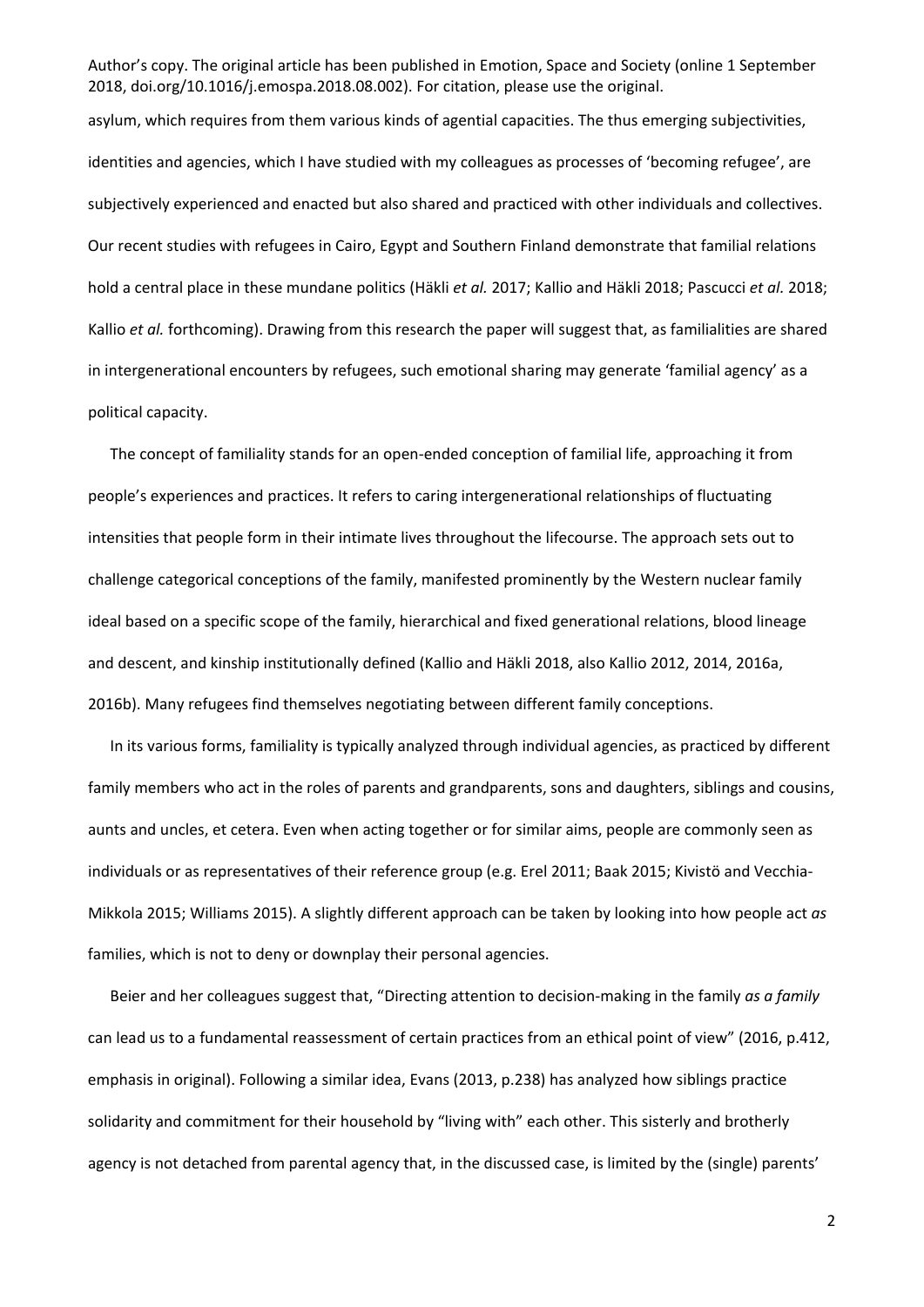asylum, which requires from them various kinds of agential capacities. The thus emerging subjectivities, identities and agencies, which I have studied with my colleagues as processes of 'becoming refugee', are subjectively experienced and enacted but also shared and practiced with other individuals and collectives. Our recent studies with refugees in Cairo, Egypt and Southern Finland demonstrate that familial relations hold a central place in these mundane politics (Häkli *et al.* 2017; Kallio and Häkli 2018; Pascucci *et al.* 2018; Kallio *et al.* forthcoming). Drawing from this research the paper will suggest that, as familialities are shared in intergenerational encounters by refugees, such emotional sharing may generate 'familial agency' as a political capacity.

The concept of familiality stands for an open-ended conception of familial life, approaching it from people's experiences and practices. It refers to caring intergenerational relationships of fluctuating intensities that people form in their intimate lives throughout the lifecourse. The approach sets out to challenge categorical conceptions of the family, manifested prominently by the Western nuclear family ideal based on a specific scope of the family, hierarchical and fixed generational relations, blood lineage and descent, and kinship institutionally defined (Kallio and Häkli 2018, also Kallio 2012, 2014, 2016a, 2016b). Many refugees find themselves negotiating between different family conceptions.

In its various forms, familiality is typically analyzed through individual agencies, as practiced by different family members who act in the roles of parents and grandparents, sons and daughters, siblings and cousins, aunts and uncles, et cetera. Even when acting together or for similar aims, people are commonly seen as individuals or as representatives of their reference group (e.g. Erel 2011; Baak 2015; Kivistö and Vecchia-Mikkola 2015; Williams 2015). A slightly different approach can be taken by looking into how people act *as* families, which is not to deny or downplay their personal agencies.

Beier and her colleagues suggest that, "Directing attention to decision-making in the family *as a family* can lead us to a fundamental reassessment of certain practices from an ethical point of view" (2016, p.412, emphasis in original). Following a similar idea, Evans (2013, p.238) has analyzed how siblings practice solidarity and commitment for their household by "living with" each other. This sisterly and brotherly agency is not detached from parental agency that, in the discussed case, is limited by the (single) parents'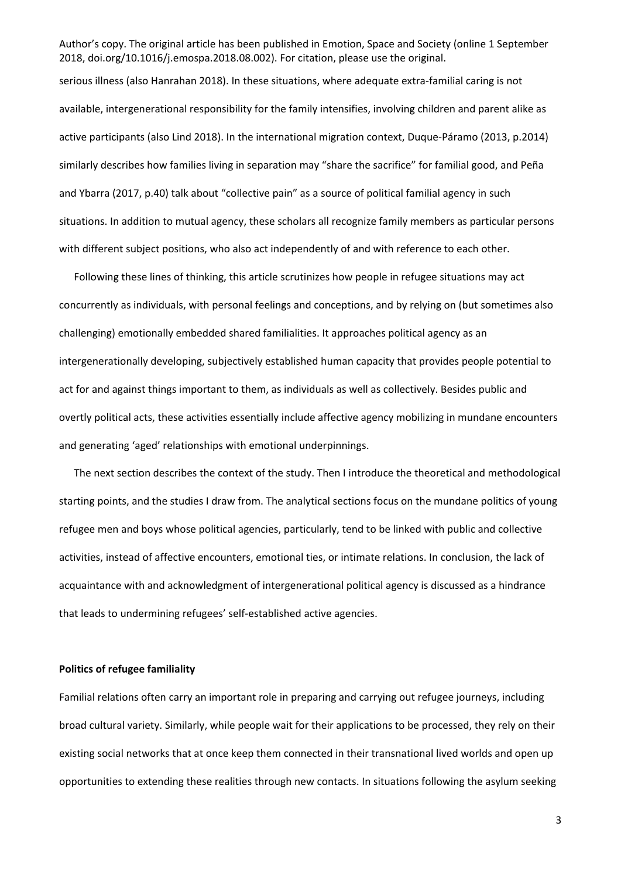serious illness (also Hanrahan 2018). In these situations, where adequate extra-familial caring is not available, intergenerational responsibility for the family intensifies, involving children and parent alike as active participants (also Lind 2018). In the international migration context, Duque-Páramo (2013, p.2014) similarly describes how families living in separation may "share the sacrifice" for familial good, and Peña and Ybarra (2017, p.40) talk about "collective pain" as a source of political familial agency in such situations. In addition to mutual agency, these scholars all recognize family members as particular persons with different subject positions, who also act independently of and with reference to each other.

Following these lines of thinking, this article scrutinizes how people in refugee situations may act concurrently as individuals, with personal feelings and conceptions, and by relying on (but sometimes also challenging) emotionally embedded shared familialities. It approaches political agency as an intergenerationally developing, subjectively established human capacity that provides people potential to act for and against things important to them, as individuals as well as collectively. Besides public and overtly political acts, these activities essentially include affective agency mobilizing in mundane encounters and generating 'aged' relationships with emotional underpinnings.

The next section describes the context of the study. Then I introduce the theoretical and methodological starting points, and the studies I draw from. The analytical sections focus on the mundane politics of young refugee men and boys whose political agencies, particularly, tend to be linked with public and collective activities, instead of affective encounters, emotional ties, or intimate relations. In conclusion, the lack of acquaintance with and acknowledgment of intergenerational political agency is discussed as a hindrance that leads to undermining refugees' self-established active agencies.

## Politics of refugee familiality

Familial relations often carry an important role in preparing and carrying out refugee journeys, including broad cultural variety. Similarly, while people wait for their applications to be processed, they rely on their existing social networks that at once keep them connected in their transnational lived worlds and open up opportunities to extending these realities through new contacts. In situations following the asylum seeking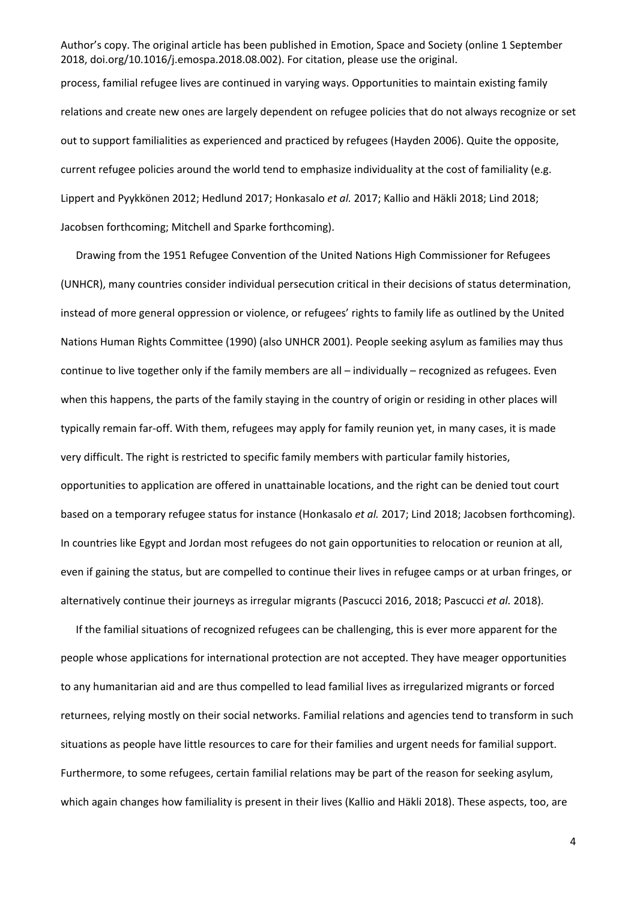process, familial refugee lives are continued in varying ways. Opportunities to maintain existing family relations and create new ones are largely dependent on refugee policies that do not always recognize or set out to support familialities as experienced and practiced by refugees (Hayden 2006). Quite the opposite, current refugee policies around the world tend to emphasize individuality at the cost of familiality (e.g. Lippert and Pyykkönen 2012; Hedlund 2017; Honkasalo *et al.* 2017; Kallio and Häkli 2018; Lind 2018; Jacobsen forthcoming; Mitchell and Sparke forthcoming).

Drawing from the 1951 Refugee Convention of the United Nations High Commissioner for Refugees (UNHCR), many countries consider individual persecution critical in their decisions of status determination, instead of more general oppression or violence, or refugees' rights to family life as outlined by the United Nations Human Rights Committee (1990) (also UNHCR 2001). People seeking asylum as families may thus continue to live together only if the family members are all – individually – recognized as refugees. Even when this happens, the parts of the family staying in the country of origin or residing in other places will typically remain far-off. With them, refugees may apply for family reunion yet, in many cases, it is made very difficult. The right is restricted to specific family members with particular family histories, opportunities to application are offered in unattainable locations, and the right can be denied tout court based on a temporary refugee status for instance (Honkasalo *et al.* 2017; Lind 2018; Jacobsen forthcoming). In countries like Egypt and Jordan most refugees do not gain opportunities to relocation or reunion at all, even if gaining the status, but are compelled to continue their lives in refugee camps or at urban fringes, or alternatively continue their journeys as irregular migrants (Pascucci 2016, 2018; Pascucci *et al.* 2018).

If the familial situations of recognized refugees can be challenging, this is ever more apparent for the people whose applications for international protection are not accepted. They have meager opportunities to any humanitarian aid and are thus compelled to lead familial lives as irregularized migrants or forced returnees, relying mostly on their social networks. Familial relations and agencies tend to transform in such situations as people have little resources to care for their families and urgent needs for familial support. Furthermore, to some refugees, certain familial relations may be part of the reason for seeking asylum, which again changes how familiality is present in their lives (Kallio and Häkli 2018). These aspects, too, are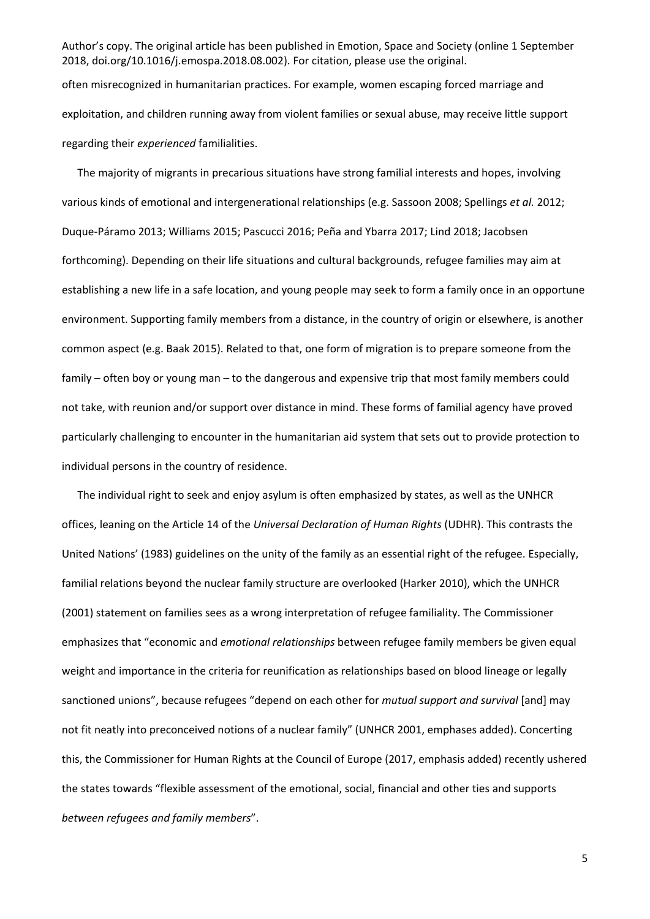often misrecognized in humanitarian practices. For example, women escaping forced marriage and exploitation, and children running away from violent families or sexual abuse, may receive little support regarding their *experienced* familialities.

The majority of migrants in precarious situations have strong familial interests and hopes, involving various kinds of emotional and intergenerational relationships (e.g. Sassoon 2008; Spellings *et al.* 2012; Duque-Páramo 2013; Williams 2015; Pascucci 2016; Peña and Ybarra 2017; Lind 2018; Jacobsen forthcoming). Depending on their life situations and cultural backgrounds, refugee families may aim at establishing a new life in a safe location, and young people may seek to form a family once in an opportune environment. Supporting family members from a distance, in the country of origin or elsewhere, is another common aspect (e.g. Baak 2015). Related to that, one form of migration is to prepare someone from the family – often boy or young man – to the dangerous and expensive trip that most family members could not take, with reunion and/or support over distance in mind. These forms of familial agency have proved particularly challenging to encounter in the humanitarian aid system that sets out to provide protection to individual persons in the country of residence.

The individual right to seek and enjoy asylum is often emphasized by states, as well as the UNHCR offices, leaning on the Article 14 of the *Universal Declaration of Human Rights* (UDHR). This contrasts the United Nations' (1983) guidelines on the unity of the family as an essential right of the refugee. Especially, familial relations beyond the nuclear family structure are overlooked (Harker 2010), which the UNHCR (2001) statement on families sees as a wrong interpretation of refugee familiality. The Commissioner emphasizes that "economic and *emotional relationships* between refugee family members be given equal weight and importance in the criteria for reunification as relationships based on blood lineage or legally sanctioned unions", because refugees "depend on each other for *mutual support and survival* [and] may not fit neatly into preconceived notions of a nuclear family" (UNHCR 2001, emphases added). Concerting this, the Commissioner for Human Rights at the Council of Europe (2017, emphasis added) recently ushered the states towards "flexible assessment of the emotional, social, financial and other ties and supports *between refugees and family members*".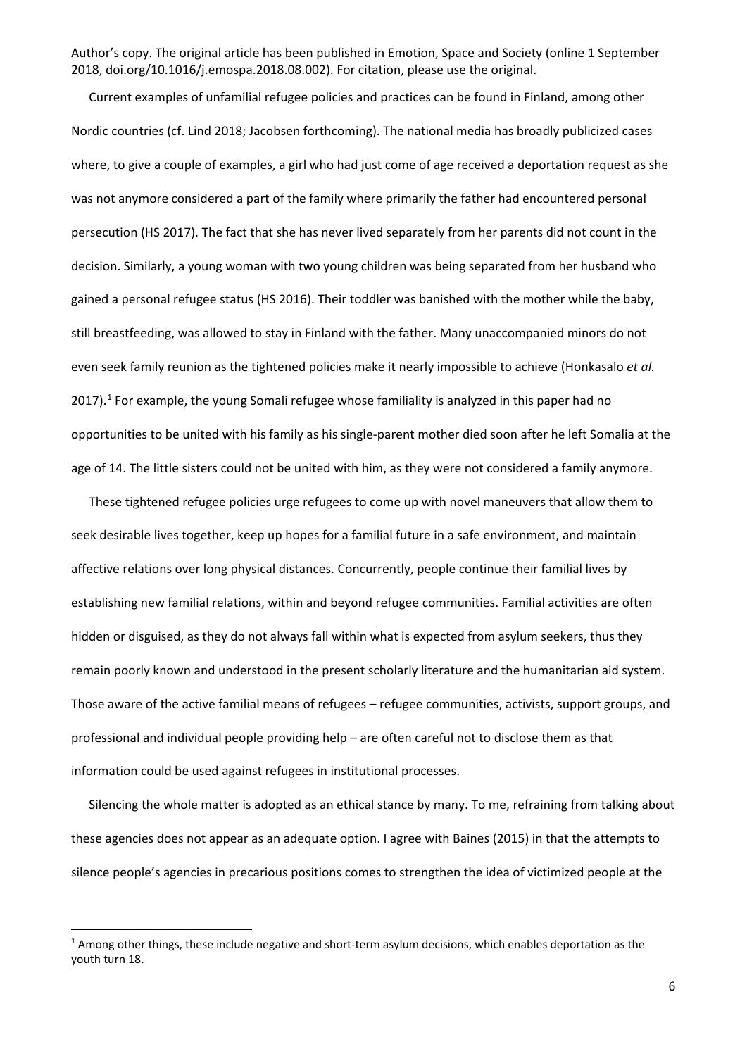Current examples of unfamilial refugee policies and practices can be found in Finland, among other Nordic countries (cf. Lind 2018; Jacobsen forthcoming). The national media has broadly publicized cases where, to give a couple of examples, a girl who had just come of age received a deportation request as she was not anymore considered a part of the family where primarily the father had encountered personal persecution (HS 2017). The fact that she has never lived separately from her parents did not count in the decision. Similarly, a young woman with two young children was being separated from her husband who gained a personal refugee status (HS 2016). Their toddler was banished with the mother while the baby, still breastfeeding, was allowed to stay in Finland with the father. Many unaccompanied minors do not even seek family reunion as the tightened policies make it nearly impossible to achieve (Honkasalo *et al.* 2017).[1] For example, the young Somali refugee whose familiality is analyzed in this paper had no opportunities to be united with his family as his single-parent mother died soon after he left Somalia at the age of 14. The little sisters could not be united with him, as they were not considered a family anymore.

These tightened refugee policies urge refugees to come up with novel maneuvers that allow them to seek desirable lives together, keep up hopes for a familial future in a safe environment, and maintain affective relations over long physical distances. Concurrently, people continue their familial lives by establishing new familial relations, within and beyond refugee communities. Familial activities are often hidden or disguised, as they do not always fall within what is expected from asylum seekers, thus they remain poorly known and understood in the present scholarly literature and the humanitarian aid system. Those aware of the active familial means of refugees – refugee communities, activists, support groups, and professional and individual people providing help – are often careful not to disclose them as that information could be used against refugees in institutional processes.

Silencing the whole matter is adopted as an ethical stance by many. To me, refraining from talking about these agencies does not appear as an adequate option. I agree with Baines (2015) in that the attempts to silence people's agencies in precarious positions comes to strengthen the idea of victimized people at the

[1] Among other things, these include negative and short-term asylum decisions, which enables deportation as the youth turn 18.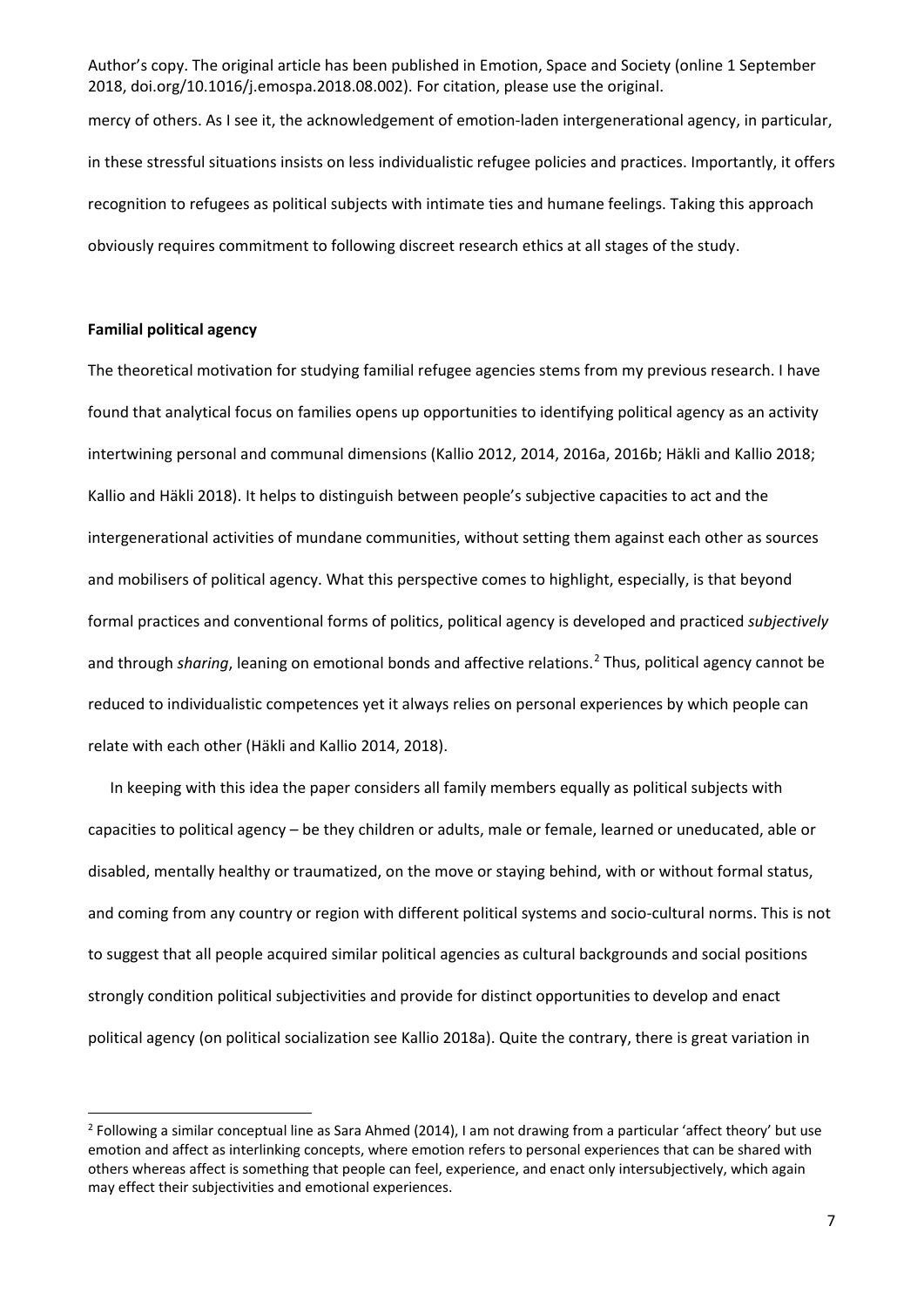mercy of others. As I see it, the acknowledgement of emotion-laden intergenerational agency, in particular, in these stressful situations insists on less individualistic refugee policies and practices. Importantly, it offers recognition to refugees as political subjects with intimate ties and humane feelings. Taking this approach obviously requires commitment to following discreet research ethics at all stages of the study.

**Familial political agency**

The theoretical motivation for studying familial refugee agencies stems from my previous research. I have found that analytical focus on families opens up opportunities to identifying political agency as an activity intertwining personal and communal dimensions (Kallio 2012, 2014, 2016a, 2016b; Häkli and Kallio 2018; Kallio and Häkli 2018). It helps to distinguish between people's subjective capacities to act and the intergenerational activities of mundane communities, without setting them against each other as sources and mobilisers of political agency. What this perspective comes to highlight, especially, is that beyond formal practices and conventional forms of politics, political agency is developed and practiced *subjectively* and through *sharing*, leaning on emotional bonds and affective relations.[2] Thus, political agency cannot be reduced to individualistic competences yet it always relies on personal experiences by which people can relate with each other (Häkli and Kallio 2014, 2018).

In keeping with this idea the paper considers all family members equally as political subjects with capacities to political agency – be they children or adults, male or female, learned or uneducated, able or disabled, mentally healthy or traumatized, on the move or staying behind, with or without formal status, and coming from any country or region with different political systems and socio-cultural norms. This is not to suggest that all people acquired similar political agencies as cultural backgrounds and social positions strongly condition political subjectivities and provide for distinct opportunities to develop and enact political agency (on political socialization see Kallio 2018a). Quite the contrary, there is great variation in

[2] Following a similar conceptual line as Sara Ahmed (2014), I am not drawing from a particular 'affect theory' but use emotion and affect as interlinking concepts, where emotion refers to personal experiences that can be shared with others whereas affect is something that people can feel, experience, and enact only intersubjectively, which again may effect their subjectivities and emotional experiences.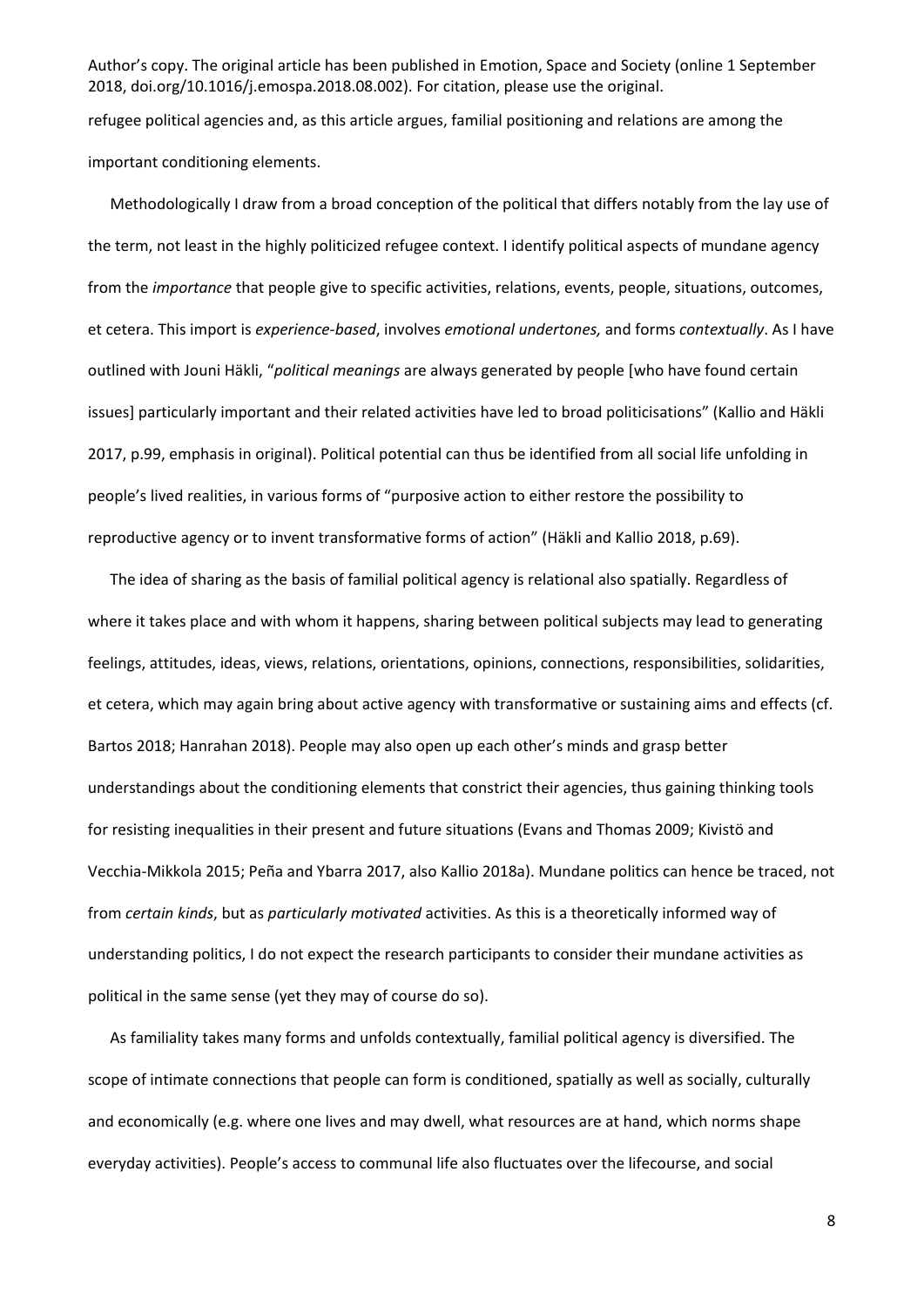refugee political agencies and, as this article argues, familial positioning and relations are among the important conditioning elements.

Methodologically I draw from a broad conception of the political that differs notably from the lay use of the term, not least in the highly politicized refugee context. I identify political aspects of mundane agency from the *importance* that people give to specific activities, relations, events, people, situations, outcomes, et cetera. This import is *experience-based*, involves *emotional undertones,* and forms *contextually*. As I have outlined with Jouni Häkli, "*political meanings* are always generated by people [who have found certain issues] particularly important and their related activities have led to broad politicisations" (Kallio and Häkli 2017, p.99, emphasis in original). Political potential can thus be identified from all social life unfolding in people's lived realities, in various forms of "purposive action to either restore the possibility to reproductive agency or to invent transformative forms of action" (Häkli and Kallio 2018, p.69).

The idea of sharing as the basis of familial political agency is relational also spatially. Regardless of where it takes place and with whom it happens, sharing between political subjects may lead to generating feelings, attitudes, ideas, views, relations, orientations, opinions, connections, responsibilities, solidarities, et cetera, which may again bring about active agency with transformative or sustaining aims and effects (cf. Bartos 2018; Hanrahan 2018). People may also open up each other's minds and grasp better understandings about the conditioning elements that constrict their agencies, thus gaining thinking tools for resisting inequalities in their present and future situations (Evans and Thomas 2009; Kivistö and Vecchia-Mikkola 2015; Peña and Ybarra 2017, also Kallio 2018a). Mundane politics can hence be traced, not from *certain kinds*, but as *particularly motivated* activities. As this is a theoretically informed way of understanding politics, I do not expect the research participants to consider their mundane activities as political in the same sense (yet they may of course do so).

As familiality takes many forms and unfolds contextually, familial political agency is diversified. The scope of intimate connections that people can form is conditioned, spatially as well as socially, culturally and economically (e.g. where one lives and may dwell, what resources are at hand, which norms shape everyday activities). People's access to communal life also fluctuates over the lifecourse, and social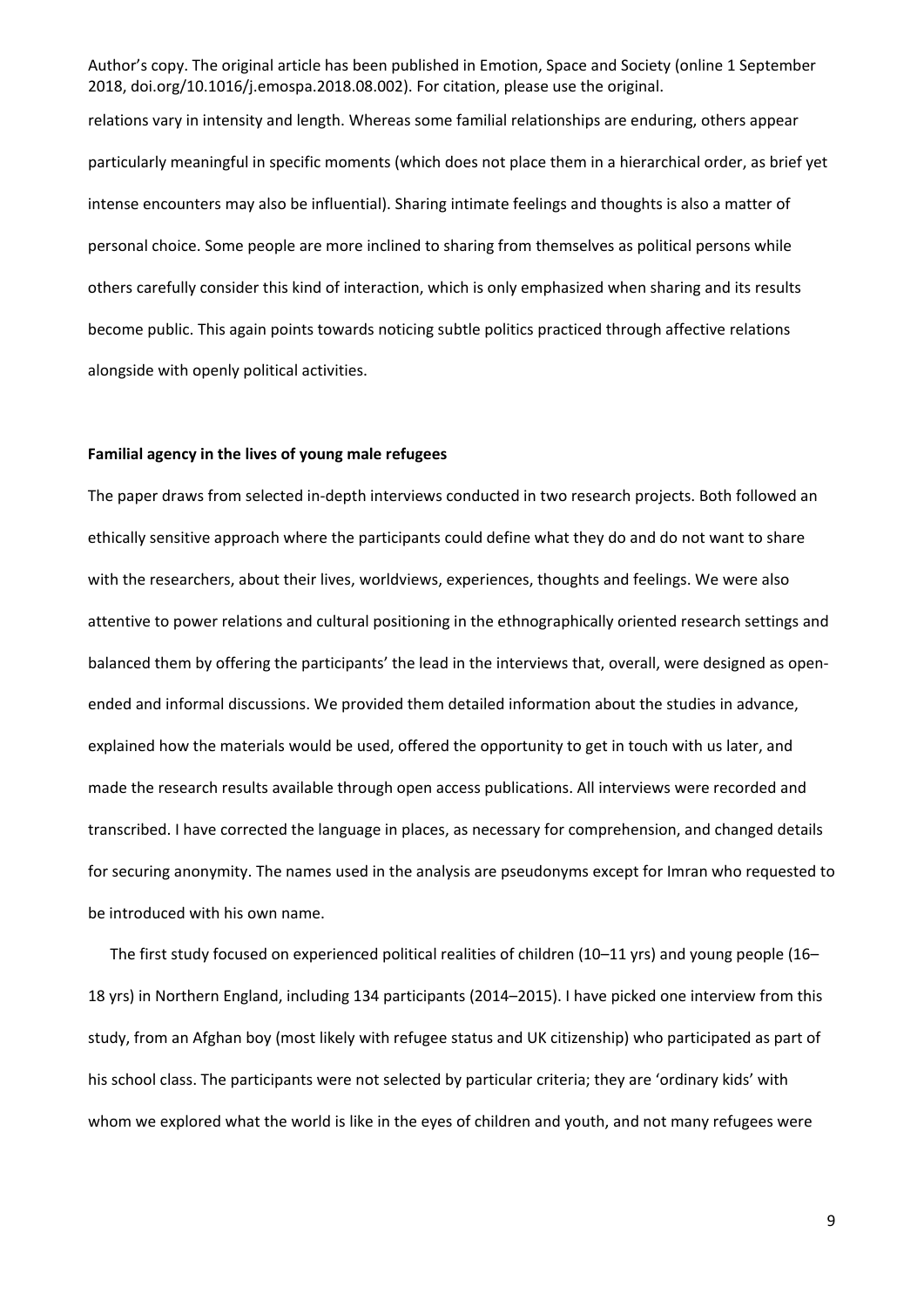relations vary in intensity and length. Whereas some familial relationships are enduring, others appear particularly meaningful in specific moments (which does not place them in a hierarchical order, as brief yet intense encounters may also be influential). Sharing intimate feelings and thoughts is also a matter of personal choice. Some people are more inclined to sharing from themselves as political persons while others carefully consider this kind of interaction, which is only emphasized when sharing and its results become public. This again points towards noticing subtle politics practiced through affective relations alongside with openly political activities.

## Familial agency in the lives of young male refugees

The paper draws from selected in-depth interviews conducted in two research projects. Both followed an ethically sensitive approach where the participants could define what they do and do not want to share with the researchers, about their lives, worldviews, experiences, thoughts and feelings. We were also attentive to power relations and cultural positioning in the ethnographically oriented research settings and balanced them by offering the participants' the lead in the interviews that, overall, were designed as open-ended and informal discussions. We provided them detailed information about the studies in advance, explained how the materials would be used, offered the opportunity to get in touch with us later, and made the research results available through open access publications. All interviews were recorded and transcribed. I have corrected the language in places, as necessary for comprehension, and changed details for securing anonymity. The names used in the analysis are pseudonyms except for Imran who requested to be introduced with his own name.

The first study focused on experienced political realities of children (10–11 yrs) and young people (16–18 yrs) in Northern England, including 134 participants (2014–2015). I have picked one interview from this study, from an Afghan boy (most likely with refugee status and UK citizenship) who participated as part of his school class. The participants were not selected by particular criteria; they are 'ordinary kids' with whom we explored what the world is like in the eyes of children and youth, and not many refugees were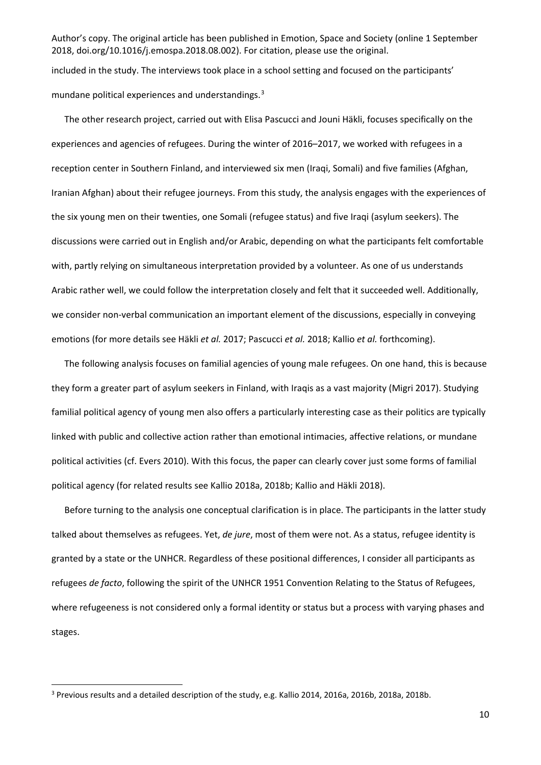included in the study. The interviews took place in a school setting and focused on the participants' mundane political experiences and understandings.[3]

The other research project, carried out with Elisa Pascucci and Jouni Häkli, focuses specifically on the experiences and agencies of refugees. During the winter of 2016–2017, we worked with refugees in a reception center in Southern Finland, and interviewed six men (Iraqi, Somali) and five families (Afghan, Iranian Afghan) about their refugee journeys. From this study, the analysis engages with the experiences of the six young men on their twenties, one Somali (refugee status) and five Iraqi (asylum seekers). The discussions were carried out in English and/or Arabic, depending on what the participants felt comfortable with, partly relying on simultaneous interpretation provided by a volunteer. As one of us understands Arabic rather well, we could follow the interpretation closely and felt that it succeeded well. Additionally, we consider non-verbal communication an important element of the discussions, especially in conveying emotions (for more details see Häkli *et al.* 2017; Pascucci *et al.* 2018; Kallio *et al.* forthcoming).

The following analysis focuses on familial agencies of young male refugees. On one hand, this is because they form a greater part of asylum seekers in Finland, with Iraqis as a vast majority (Migri 2017). Studying familial political agency of young men also offers a particularly interesting case as their politics are typically linked with public and collective action rather than emotional intimacies, affective relations, or mundane political activities (cf. Evers 2010). With this focus, the paper can clearly cover just some forms of familial political agency (for related results see Kallio 2018a, 2018b; Kallio and Häkli 2018).

Before turning to the analysis one conceptual clarification is in place. The participants in the latter study talked about themselves as refugees. Yet, *de jure*, most of them were not. As a status, refugee identity is granted by a state or the UNHCR. Regardless of these positional differences, I consider all participants as refugees *de facto*, following the spirit of the UNHCR 1951 Convention Relating to the Status of Refugees, where refugeeness is not considered only a formal identity or status but a process with varying phases and stages.

---

[3] Previous results and a detailed description of the study, e.g. Kallio 2014, 2016a, 2016b, 2018a, 2018b.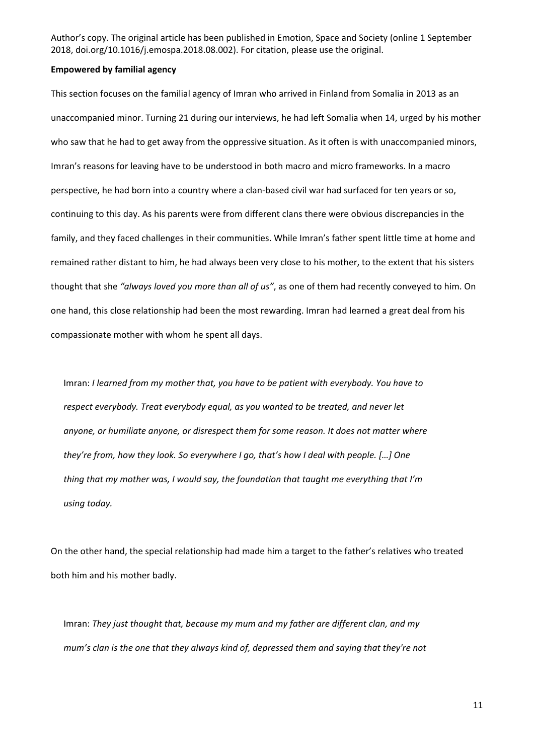**Empowered by familial agency**

This section focuses on the familial agency of Imran who arrived in Finland from Somalia in 2013 as an unaccompanied minor. Turning 21 during our interviews, he had left Somalia when 14, urged by his mother who saw that he had to get away from the oppressive situation. As it often is with unaccompanied minors, Imran's reasons for leaving have to be understood in both macro and micro frameworks. In a macro perspective, he had born into a country where a clan-based civil war had surfaced for ten years or so, continuing to this day. As his parents were from different clans there were obvious discrepancies in the family, and they faced challenges in their communities. While Imran's father spent little time at home and remained rather distant to him, he had always been very close to his mother, to the extent that his sisters thought that she *"always loved you more than all of us"*, as one of them had recently conveyed to him. On one hand, this close relationship had been the most rewarding. Imran had learned a great deal from his compassionate mother with whom he spent all days.

> Imran: *I learned from my mother that, you have to be patient with everybody. You have to respect everybody. Treat everybody equal, as you wanted to be treated, and never let anyone, or humiliate anyone, or disrespect them for some reason. It does not matter where they're from, how they look. So everywhere I go, that's how I deal with people. […] One thing that my mother was, I would say, the foundation that taught me everything that I'm using today.*

On the other hand, the special relationship had made him a target to the father's relatives who treated both him and his mother badly.

> Imran: *They just thought that, because my mum and my father are different clan, and my mum's clan is the one that they always kind of, depressed them and saying that they're not*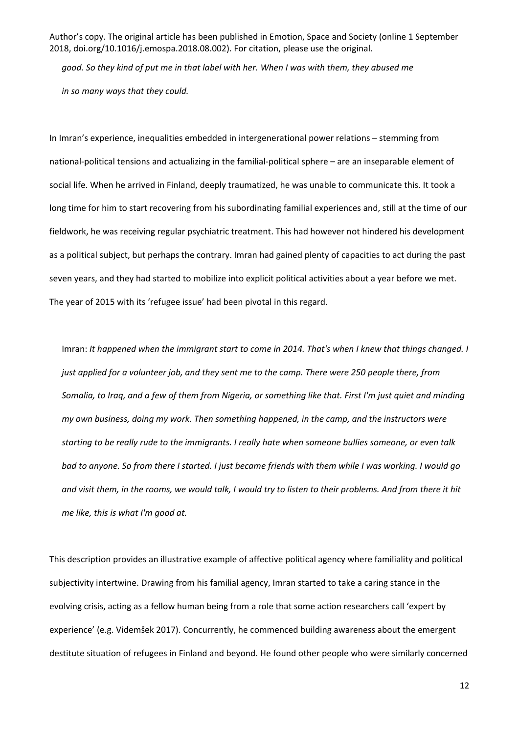*good. So they kind of put me in that label with her. When I was with them, they abused me in so many ways that they could.*

In Imran's experience, inequalities embedded in intergenerational power relations – stemming from national-political tensions and actualizing in the familial-political sphere – are an inseparable element of social life. When he arrived in Finland, deeply traumatized, he was unable to communicate this. It took a long time for him to start recovering from his subordinating familial experiences and, still at the time of our fieldwork, he was receiving regular psychiatric treatment. This had however not hindered his development as a political subject, but perhaps the contrary. Imran had gained plenty of capacities to act during the past seven years, and they had started to mobilize into explicit political activities about a year before we met. The year of 2015 with its 'refugee issue' had been pivotal in this regard.

> Imran: *It happened when the immigrant start to come in 2014. That's when I knew that things changed. I just applied for a volunteer job, and they sent me to the camp. There were 250 people there, from Somalia, to Iraq, and a few of them from Nigeria, or something like that. First I'm just quiet and minding my own business, doing my work. Then something happened, in the camp, and the instructors were starting to be really rude to the immigrants. I really hate when someone bullies someone, or even talk bad to anyone. So from there I started. I just became friends with them while I was working. I would go and visit them, in the rooms, we would talk, I would try to listen to their problems. And from there it hit me like, this is what I'm good at.*

This description provides an illustrative example of affective political agency where familiality and political subjectivity intertwine. Drawing from his familial agency, Imran started to take a caring stance in the evolving crisis, acting as a fellow human being from a role that some action researchers call 'expert by experience' (e.g. Videmšek 2017). Concurrently, he commenced building awareness about the emergent destitute situation of refugees in Finland and beyond. He found other people who were similarly concerned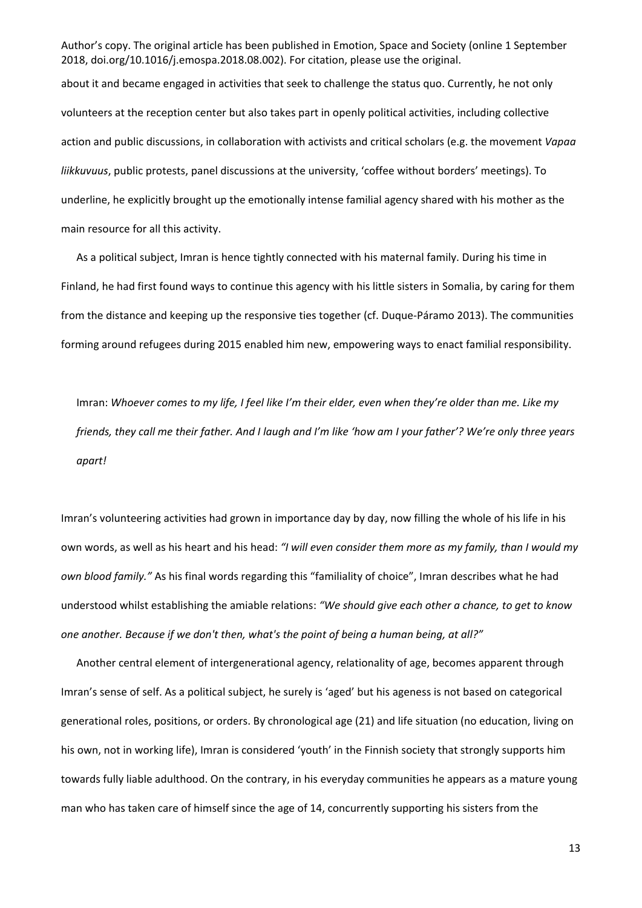about it and became engaged in activities that seek to challenge the status quo. Currently, he not only volunteers at the reception center but also takes part in openly political activities, including collective action and public discussions, in collaboration with activists and critical scholars (e.g. the movement *Vapaa liikkuvuus*, public protests, panel discussions at the university, 'coffee without borders' meetings). To underline, he explicitly brought up the emotionally intense familial agency shared with his mother as the main resource for all this activity.

As a political subject, Imran is hence tightly connected with his maternal family. During his time in Finland, he had first found ways to continue this agency with his little sisters in Somalia, by caring for them from the distance and keeping up the responsive ties together (cf. Duque-Páramo 2013). The communities forming around refugees during 2015 enabled him new, empowering ways to enact familial responsibility.

> Imran: *Whoever comes to my life, I feel like I'm their elder, even when they're older than me. Like my friends, they call me their father. And I laugh and I'm like 'how am I your father'? We're only three years apart!*

Imran's volunteering activities had grown in importance day by day, now filling the whole of his life in his own words, as well as his heart and his head: *"I will even consider them more as my family, than I would my own blood family."* As his final words regarding this "familiality of choice", Imran describes what he had understood whilst establishing the amiable relations: *"We should give each other a chance, to get to know one another. Because if we don't then, what's the point of being a human being, at all?"*

Another central element of intergenerational agency, relationality of age, becomes apparent through Imran's sense of self. As a political subject, he surely is 'aged' but his ageness is not based on categorical generational roles, positions, or orders. By chronological age (21) and life situation (no education, living on his own, not in working life), Imran is considered 'youth' in the Finnish society that strongly supports him towards fully liable adulthood. On the contrary, in his everyday communities he appears as a mature young man who has taken care of himself since the age of 14, concurrently supporting his sisters from the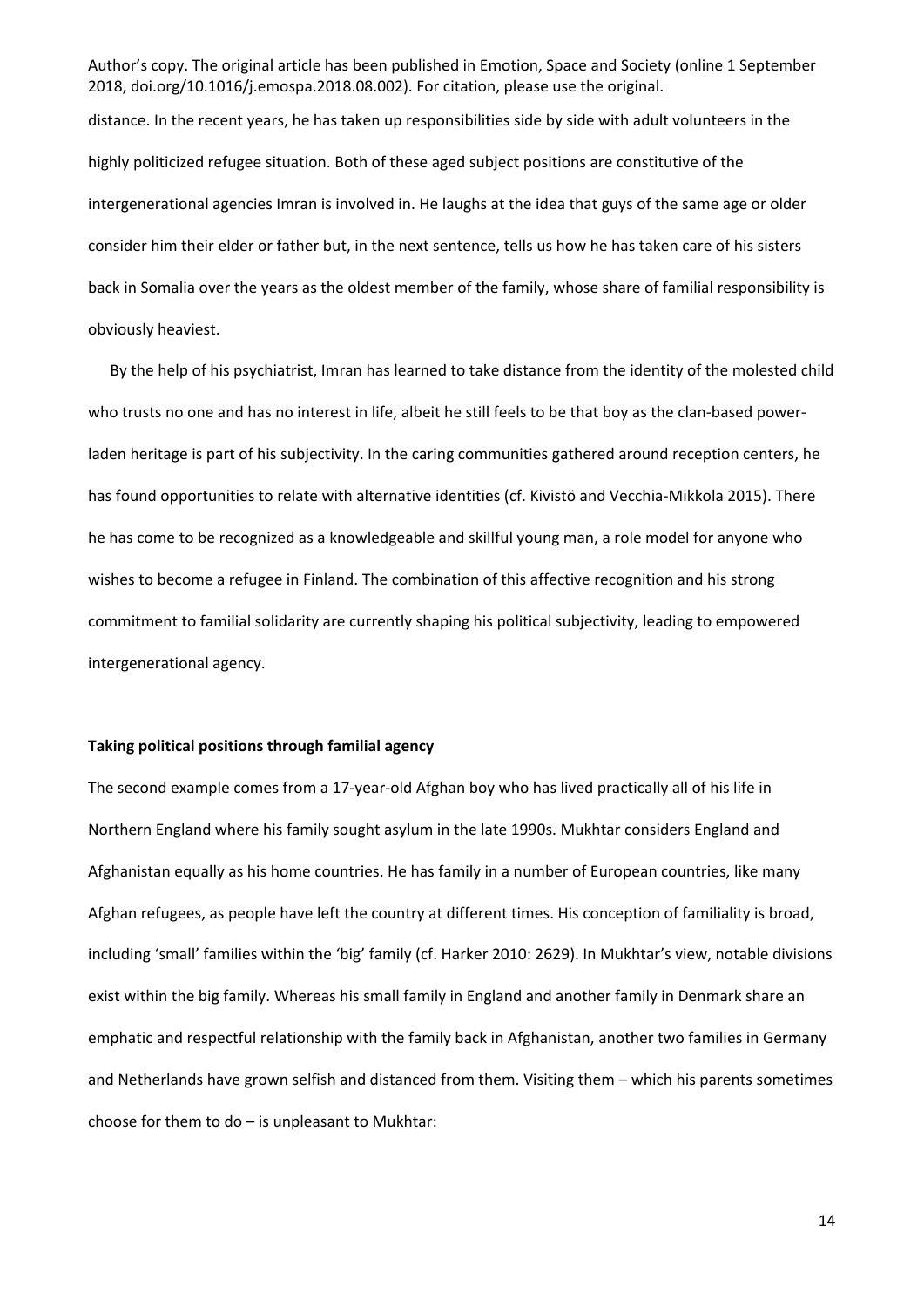distance. In the recent years, he has taken up responsibilities side by side with adult volunteers in the highly politicized refugee situation. Both of these aged subject positions are constitutive of the intergenerational agencies Imran is involved in. He laughs at the idea that guys of the same age or older consider him their elder or father but, in the next sentence, tells us how he has taken care of his sisters back in Somalia over the years as the oldest member of the family, whose share of familial responsibility is obviously heaviest.

By the help of his psychiatrist, Imran has learned to take distance from the identity of the molested child who trusts no one and has no interest in life, albeit he still feels to be that boy as the clan-based power-laden heritage is part of his subjectivity. In the caring communities gathered around reception centers, he has found opportunities to relate with alternative identities (cf. Kivistö and Vecchia-Mikkola 2015). There he has come to be recognized as a knowledgeable and skillful young man, a role model for anyone who wishes to become a refugee in Finland. The combination of this affective recognition and his strong commitment to familial solidarity are currently shaping his political subjectivity, leading to empowered intergenerational agency.

**Taking political positions through familial agency**

The second example comes from a 17-year-old Afghan boy who has lived practically all of his life in Northern England where his family sought asylum in the late 1990s. Mukhtar considers England and Afghanistan equally as his home countries. He has family in a number of European countries, like many Afghan refugees, as people have left the country at different times. His conception of familiality is broad, including 'small' families within the 'big' family (cf. Harker 2010: 2629). In Mukhtar's view, notable divisions exist within the big family. Whereas his small family in England and another family in Denmark share an emphatic and respectful relationship with the family back in Afghanistan, another two families in Germany and Netherlands have grown selfish and distanced from them. Visiting them – which his parents sometimes choose for them to do – is unpleasant to Mukhtar: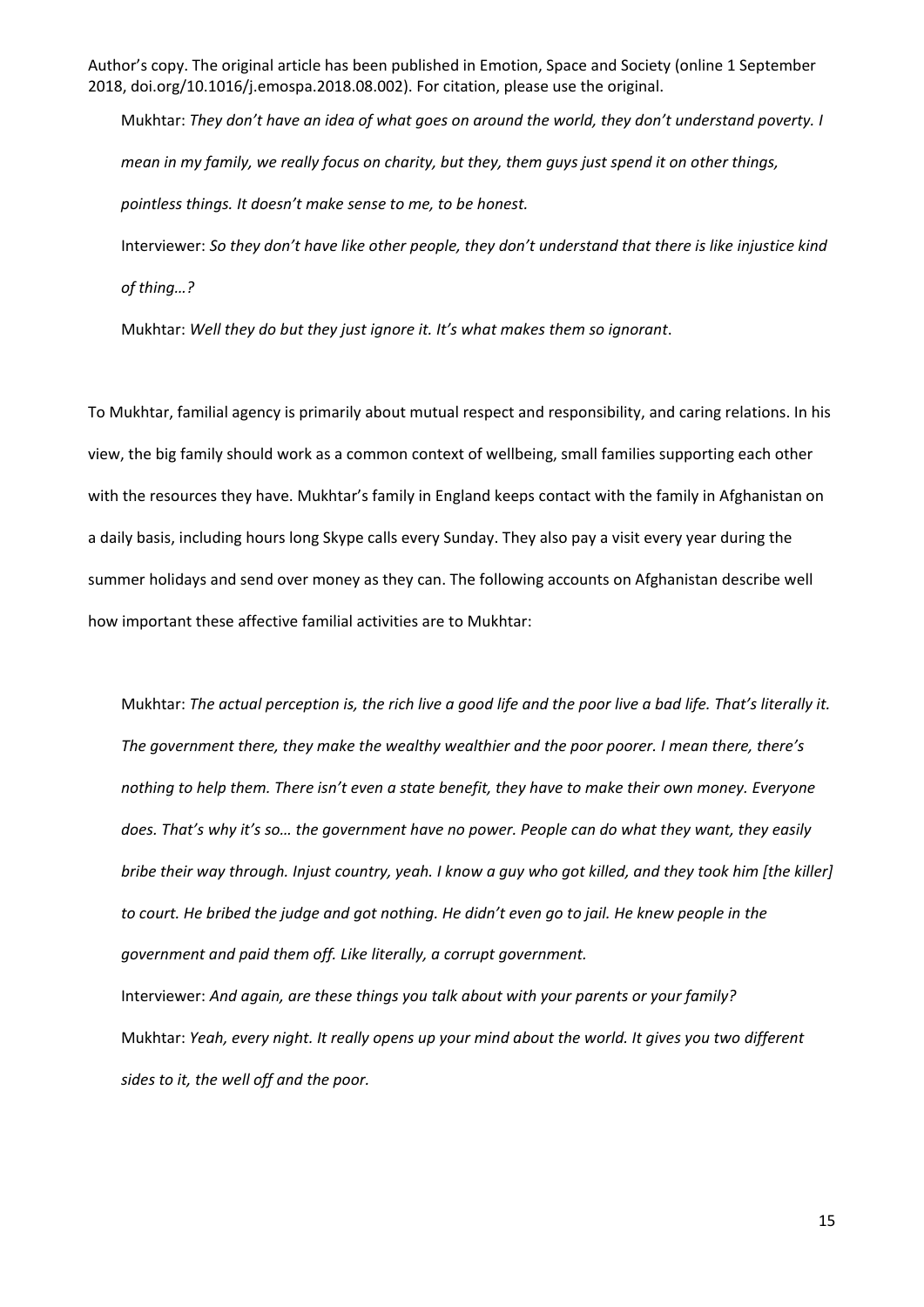Mukhtar: *They don't have an idea of what goes on around the world, they don't understand poverty. I mean in my family, we really focus on charity, but they, them guys just spend it on other things, pointless things. It doesn't make sense to me, to be honest.*

Interviewer: *So they don't have like other people, they don't understand that there is like injustice kind of thing…?*

Mukhtar: *Well they do but they just ignore it. It's what makes them so ignorant*.

To Mukhtar, familial agency is primarily about mutual respect and responsibility, and caring relations. In his view, the big family should work as a common context of wellbeing, small families supporting each other with the resources they have. Mukhtar's family in England keeps contact with the family in Afghanistan on a daily basis, including hours long Skype calls every Sunday. They also pay a visit every year during the summer holidays and send over money as they can. The following accounts on Afghanistan describe well how important these affective familial activities are to Mukhtar:

Mukhtar: *The actual perception is, the rich live a good life and the poor live a bad life. That's literally it. The government there, they make the wealthy wealthier and the poor poorer. I mean there, there's nothing to help them. There isn't even a state benefit, they have to make their own money. Everyone does. That's why it's so… the government have no power. People can do what they want, they easily bribe their way through. Injust country, yeah. I know a guy who got killed, and they took him [the killer] to court. He bribed the judge and got nothing. He didn't even go to jail. He knew people in the government and paid them off. Like literally, a corrupt government.*

Interviewer: *And again, are these things you talk about with your parents or your family?*

Mukhtar: *Yeah, every night. It really opens up your mind about the world. It gives you two different sides to it, the well off and the poor.*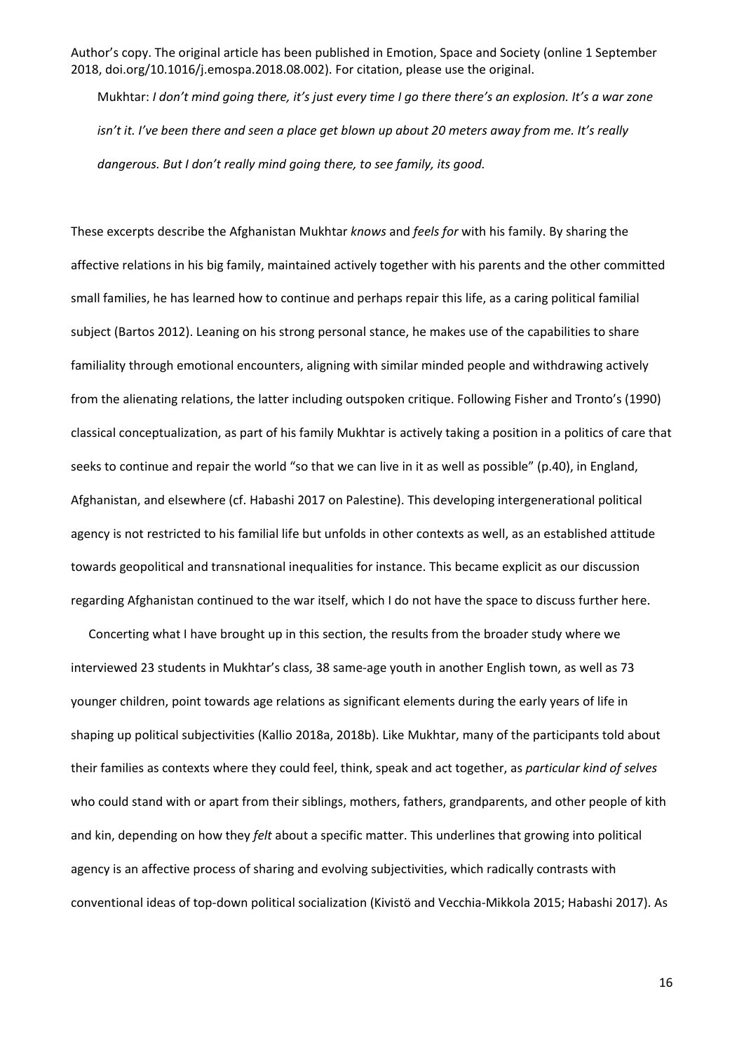Mukhtar: *I don't mind going there, it's just every time I go there there's an explosion. It's a war zone isn't it. I've been there and seen a place get blown up about 20 meters away from me. It's really dangerous. But I don't really mind going there, to see family, its good.*

These excerpts describe the Afghanistan Mukhtar *knows* and *feels for* with his family. By sharing the affective relations in his big family, maintained actively together with his parents and the other committed small families, he has learned how to continue and perhaps repair this life, as a caring political familial subject (Bartos 2012). Leaning on his strong personal stance, he makes use of the capabilities to share familiality through emotional encounters, aligning with similar minded people and withdrawing actively from the alienating relations, the latter including outspoken critique. Following Fisher and Tronto's (1990) classical conceptualization, as part of his family Mukhtar is actively taking a position in a politics of care that seeks to continue and repair the world "so that we can live in it as well as possible" (p.40), in England, Afghanistan, and elsewhere (cf. Habashi 2017 on Palestine). This developing intergenerational political agency is not restricted to his familial life but unfolds in other contexts as well, as an established attitude towards geopolitical and transnational inequalities for instance. This became explicit as our discussion regarding Afghanistan continued to the war itself, which I do not have the space to discuss further here.

Concerting what I have brought up in this section, the results from the broader study where we interviewed 23 students in Mukhtar's class, 38 same-age youth in another English town, as well as 73 younger children, point towards age relations as significant elements during the early years of life in shaping up political subjectivities (Kallio 2018a, 2018b). Like Mukhtar, many of the participants told about their families as contexts where they could feel, think, speak and act together, as *particular kind of selves* who could stand with or apart from their siblings, mothers, fathers, grandparents, and other people of kith and kin, depending on how they *felt* about a specific matter. This underlines that growing into political agency is an affective process of sharing and evolving subjectivities, which radically contrasts with conventional ideas of top-down political socialization (Kivistö and Vecchia-Mikkola 2015; Habashi 2017). As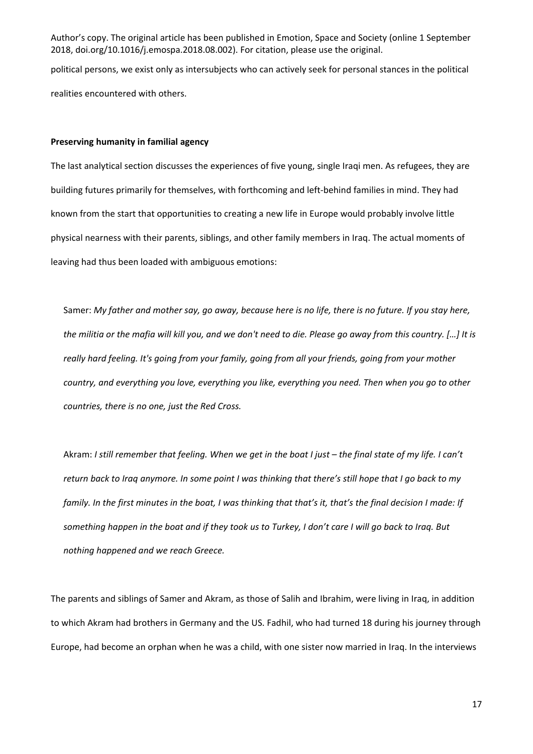political persons, we exist only as intersubjects who can actively seek for personal stances in the political realities encountered with others.

**Preserving humanity in familial agency**

The last analytical section discusses the experiences of five young, single Iraqi men. As refugees, they are building futures primarily for themselves, with forthcoming and left-behind families in mind. They had known from the start that opportunities to creating a new life in Europe would probably involve little physical nearness with their parents, siblings, and other family members in Iraq. The actual moments of leaving had thus been loaded with ambiguous emotions:

> Samer: *My father and mother say, go away, because here is no life, there is no future. If you stay here, the militia or the mafia will kill you, and we don't need to die. Please go away from this country. […] It is really hard feeling. It's going from your family, going from all your friends, going from your mother country, and everything you love, everything you like, everything you need. Then when you go to other countries, there is no one, just the Red Cross.*

> Akram: *I still remember that feeling. When we get in the boat I just – the final state of my life. I can't return back to Iraq anymore. In some point I was thinking that there's still hope that I go back to my family. In the first minutes in the boat, I was thinking that that's it, that's the final decision I made: If something happen in the boat and if they took us to Turkey, I don't care I will go back to Iraq. But nothing happened and we reach Greece.*

The parents and siblings of Samer and Akram, as those of Salih and Ibrahim, were living in Iraq, in addition to which Akram had brothers in Germany and the US. Fadhil, who had turned 18 during his journey through Europe, had become an orphan when he was a child, with one sister now married in Iraq. In the interviews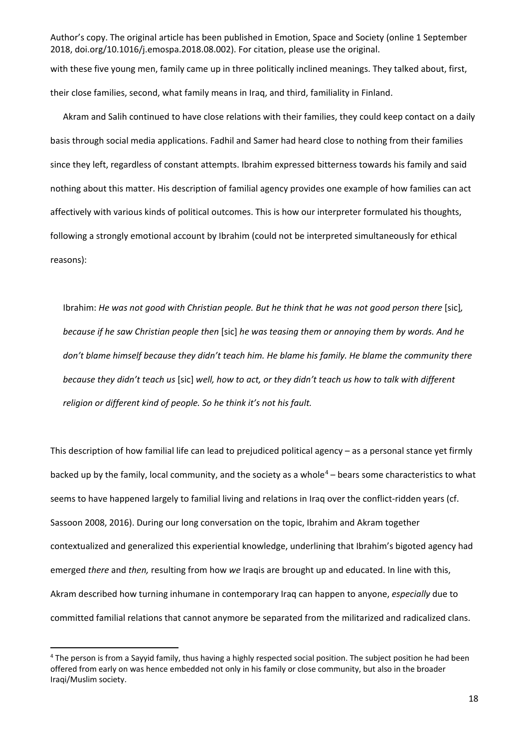with these five young men, family came up in three politically inclined meanings. They talked about, first, their close families, second, what family means in Iraq, and third, familiality in Finland.

Akram and Salih continued to have close relations with their families, they could keep contact on a daily basis through social media applications. Fadhil and Samer had heard close to nothing from their families since they left, regardless of constant attempts. Ibrahim expressed bitterness towards his family and said nothing about this matter. His description of familial agency provides one example of how families can act affectively with various kinds of political outcomes. This is how our interpreter formulated his thoughts, following a strongly emotional account by Ibrahim (could not be interpreted simultaneously for ethical reasons):

> Ibrahim: *He was not good with Christian people. But he think that he was not good person there* [sic]*, because if he saw Christian people then* [sic] *he was teasing them or annoying them by words. And he don't blame himself because they didn't teach him. He blame his family. He blame the community there because they didn't teach us* [sic] *well, how to act, or they didn't teach us how to talk with different religion or different kind of people. So he think it's not his fault.*

This description of how familial life can lead to prejudiced political agency – as a personal stance yet firmly backed up by the family, local community, and the society as a whole[4] – bears some characteristics to what seems to have happened largely to familial living and relations in Iraq over the conflict-ridden years (cf. Sassoon 2008, 2016). During our long conversation on the topic, Ibrahim and Akram together contextualized and generalized this experiential knowledge, underlining that Ibrahim's bigoted agency had emerged *there* and *then,* resulting from how *we* Iraqis are brought up and educated. In line with this, Akram described how turning inhumane in contemporary Iraq can happen to anyone, *especially* due to committed familial relations that cannot anymore be separated from the militarized and radicalized clans.

[4] The person is from a Sayyid family, thus having a highly respected social position. The subject position he had been offered from early on was hence embedded not only in his family or close community, but also in the broader Iraqi/Muslim society.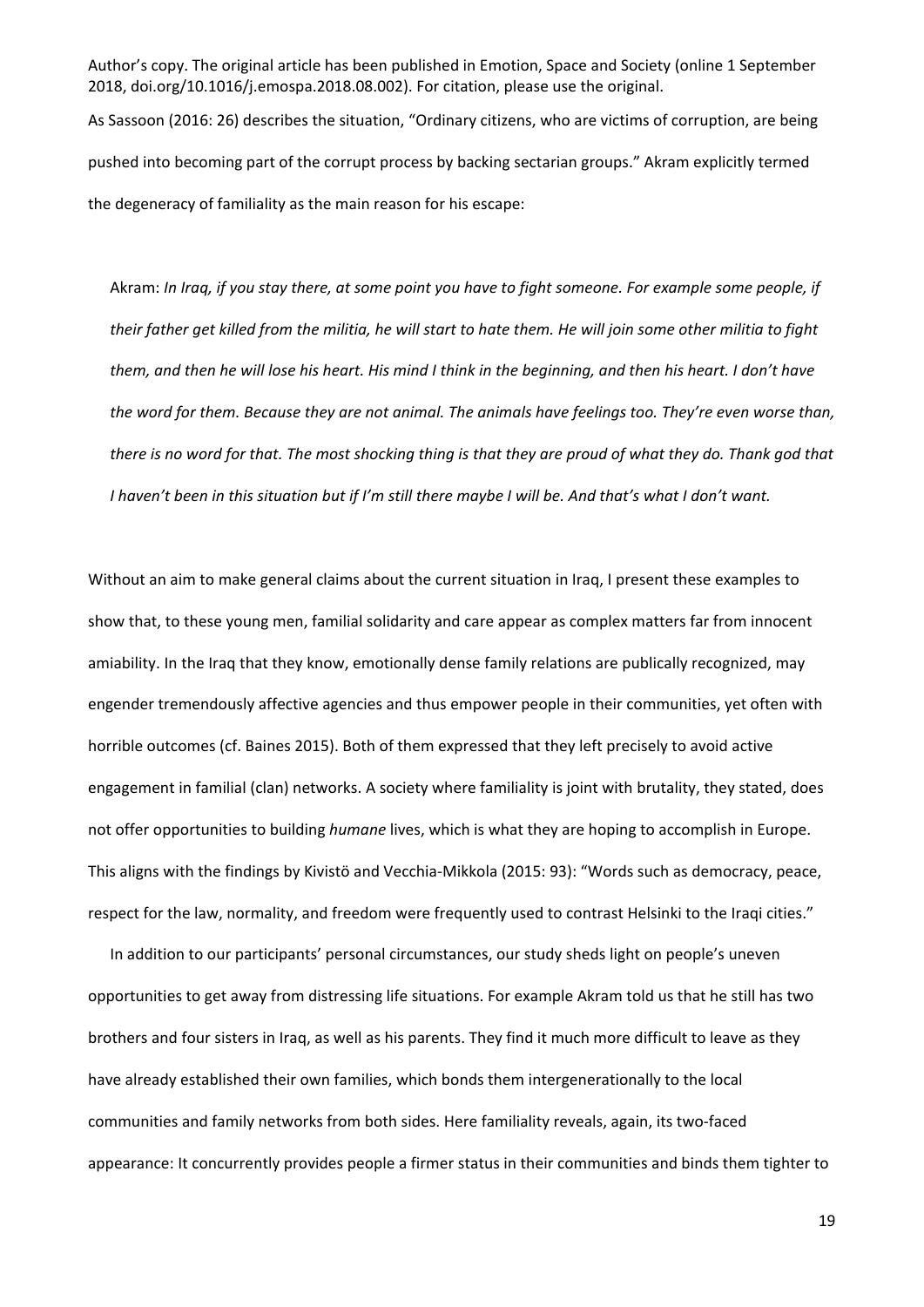As Sassoon (2016: 26) describes the situation, "Ordinary citizens, who are victims of corruption, are being pushed into becoming part of the corrupt process by backing sectarian groups." Akram explicitly termed the degeneracy of familiality as the main reason for his escape:

> Akram: *In Iraq, if you stay there, at some point you have to fight someone. For example some people, if their father get killed from the militia, he will start to hate them. He will join some other militia to fight them, and then he will lose his heart. His mind I think in the beginning, and then his heart. I don't have the word for them. Because they are not animal. The animals have feelings too. They're even worse than, there is no word for that. The most shocking thing is that they are proud of what they do. Thank god that I haven't been in this situation but if I'm still there maybe I will be. And that's what I don't want.*

Without an aim to make general claims about the current situation in Iraq, I present these examples to show that, to these young men, familial solidarity and care appear as complex matters far from innocent amiability. In the Iraq that they know, emotionally dense family relations are publically recognized, may engender tremendously affective agencies and thus empower people in their communities, yet often with horrible outcomes (cf. Baines 2015). Both of them expressed that they left precisely to avoid active engagement in familial (clan) networks. A society where familiality is joint with brutality, they stated, does not offer opportunities to building *humane* lives, which is what they are hoping to accomplish in Europe. This aligns with the findings by Kivistö and Vecchia-Mikkola (2015: 93): "Words such as democracy, peace, respect for the law, normality, and freedom were frequently used to contrast Helsinki to the Iraqi cities."

In addition to our participants' personal circumstances, our study sheds light on people's uneven opportunities to get away from distressing life situations. For example Akram told us that he still has two brothers and four sisters in Iraq, as well as his parents. They find it much more difficult to leave as they have already established their own families, which bonds them intergenerationally to the local communities and family networks from both sides. Here familiality reveals, again, its two-faced appearance: It concurrently provides people a firmer status in their communities and binds them tighter to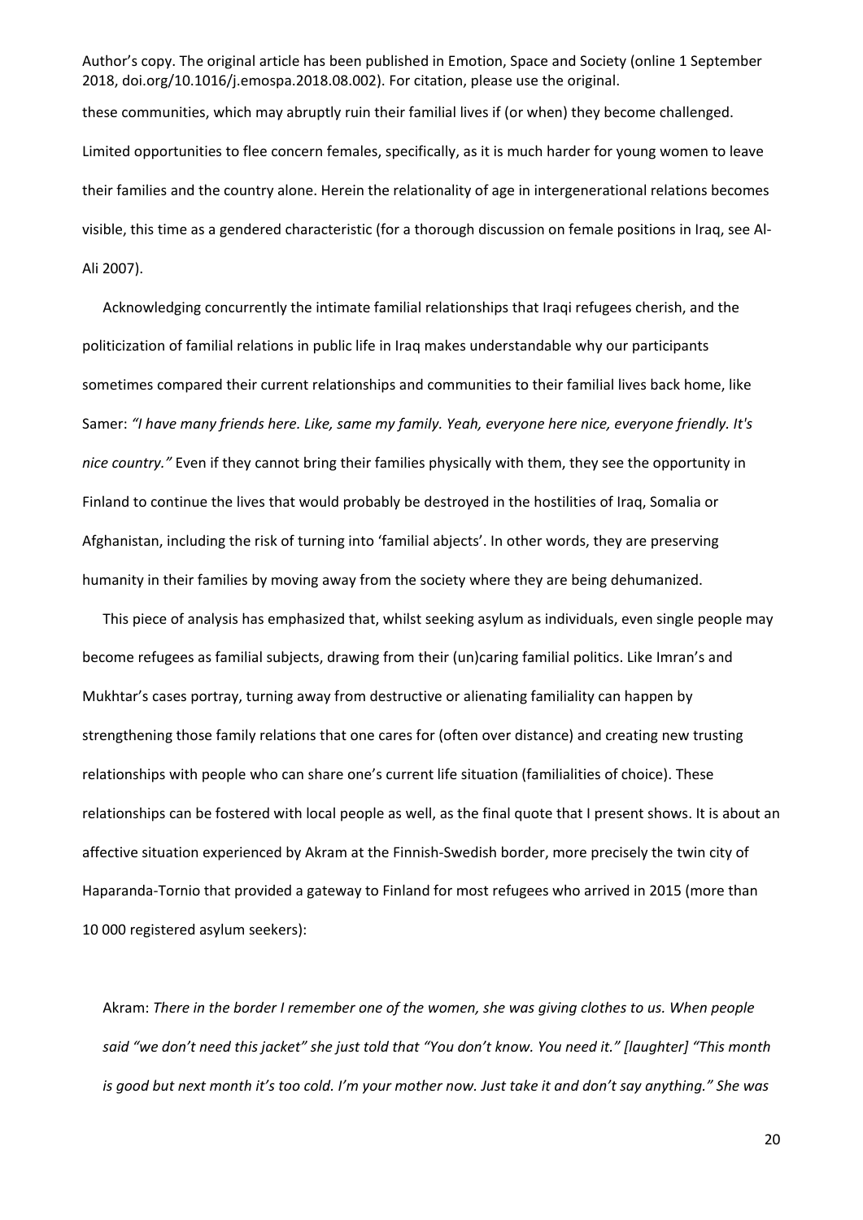these communities, which may abruptly ruin their familial lives if (or when) they become challenged. Limited opportunities to flee concern females, specifically, as it is much harder for young women to leave their families and the country alone. Herein the relationality of age in intergenerational relations becomes visible, this time as a gendered characteristic (for a thorough discussion on female positions in Iraq, see Al-Ali 2007).

Acknowledging concurrently the intimate familial relationships that Iraqi refugees cherish, and the politicization of familial relations in public life in Iraq makes understandable why our participants sometimes compared their current relationships and communities to their familial lives back home, like Samer: *"I have many friends here. Like, same my family. Yeah, everyone here nice, everyone friendly. It's nice country."* Even if they cannot bring their families physically with them, they see the opportunity in Finland to continue the lives that would probably be destroyed in the hostilities of Iraq, Somalia or Afghanistan, including the risk of turning into 'familial abjects'. In other words, they are preserving humanity in their families by moving away from the society where they are being dehumanized.

This piece of analysis has emphasized that, whilst seeking asylum as individuals, even single people may become refugees as familial subjects, drawing from their (un)caring familial politics. Like Imran's and Mukhtar's cases portray, turning away from destructive or alienating familiality can happen by strengthening those family relations that one cares for (often over distance) and creating new trusting relationships with people who can share one's current life situation (familialities of choice). These relationships can be fostered with local people as well, as the final quote that I present shows. It is about an affective situation experienced by Akram at the Finnish-Swedish border, more precisely the twin city of Haparanda-Tornio that provided a gateway to Finland for most refugees who arrived in 2015 (more than 10 000 registered asylum seekers):

Akram: *There in the border I remember one of the women, she was giving clothes to us. When people said "we don't need this jacket" she just told that "You don't know. You need it." [laughter] "This month is good but next month it's too cold. I'm your mother now. Just take it and don't say anything." She was*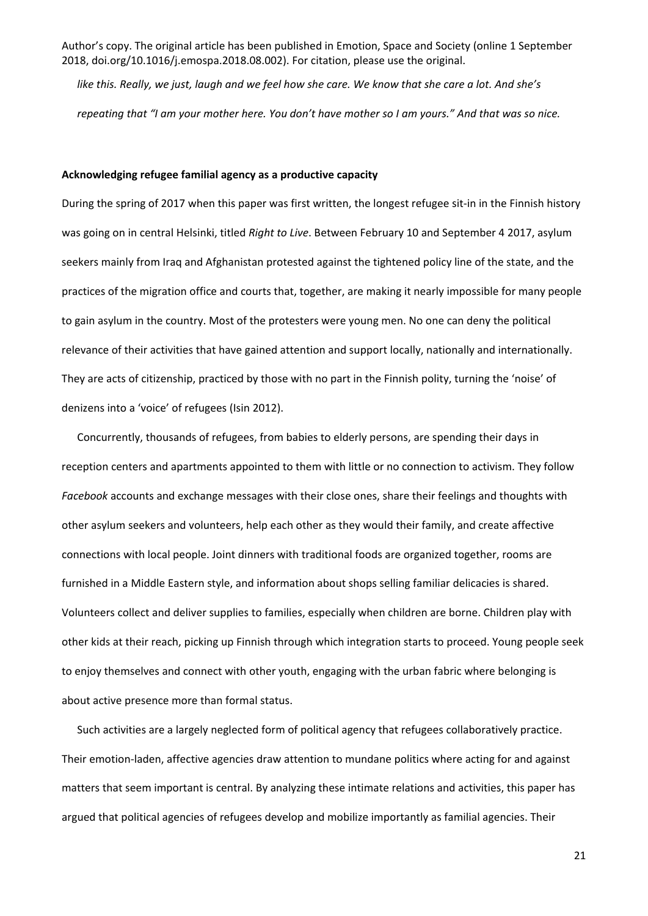*like this. Really, we just, laugh and we feel how she care. We know that she care a lot. And she's repeating that "I am your mother here. You don't have mother so I am yours." And that was so nice.*

**Acknowledging refugee familial agency as a productive capacity**

During the spring of 2017 when this paper was first written, the longest refugee sit-in in the Finnish history was going on in central Helsinki, titled *Right to Live*. Between February 10 and September 4 2017, asylum seekers mainly from Iraq and Afghanistan protested against the tightened policy line of the state, and the practices of the migration office and courts that, together, are making it nearly impossible for many people to gain asylum in the country. Most of the protesters were young men. No one can deny the political relevance of their activities that have gained attention and support locally, nationally and internationally. They are acts of citizenship, practiced by those with no part in the Finnish polity, turning the 'noise' of denizens into a 'voice' of refugees (Isin 2012).

Concurrently, thousands of refugees, from babies to elderly persons, are spending their days in reception centers and apartments appointed to them with little or no connection to activism. They follow *Facebook* accounts and exchange messages with their close ones, share their feelings and thoughts with other asylum seekers and volunteers, help each other as they would their family, and create affective connections with local people. Joint dinners with traditional foods are organized together, rooms are furnished in a Middle Eastern style, and information about shops selling familiar delicacies is shared. Volunteers collect and deliver supplies to families, especially when children are borne. Children play with other kids at their reach, picking up Finnish through which integration starts to proceed. Young people seek to enjoy themselves and connect with other youth, engaging with the urban fabric where belonging is about active presence more than formal status.

Such activities are a largely neglected form of political agency that refugees collaboratively practice. Their emotion-laden, affective agencies draw attention to mundane politics where acting for and against matters that seem important is central. By analyzing these intimate relations and activities, this paper has argued that political agencies of refugees develop and mobilize importantly as familial agencies. Their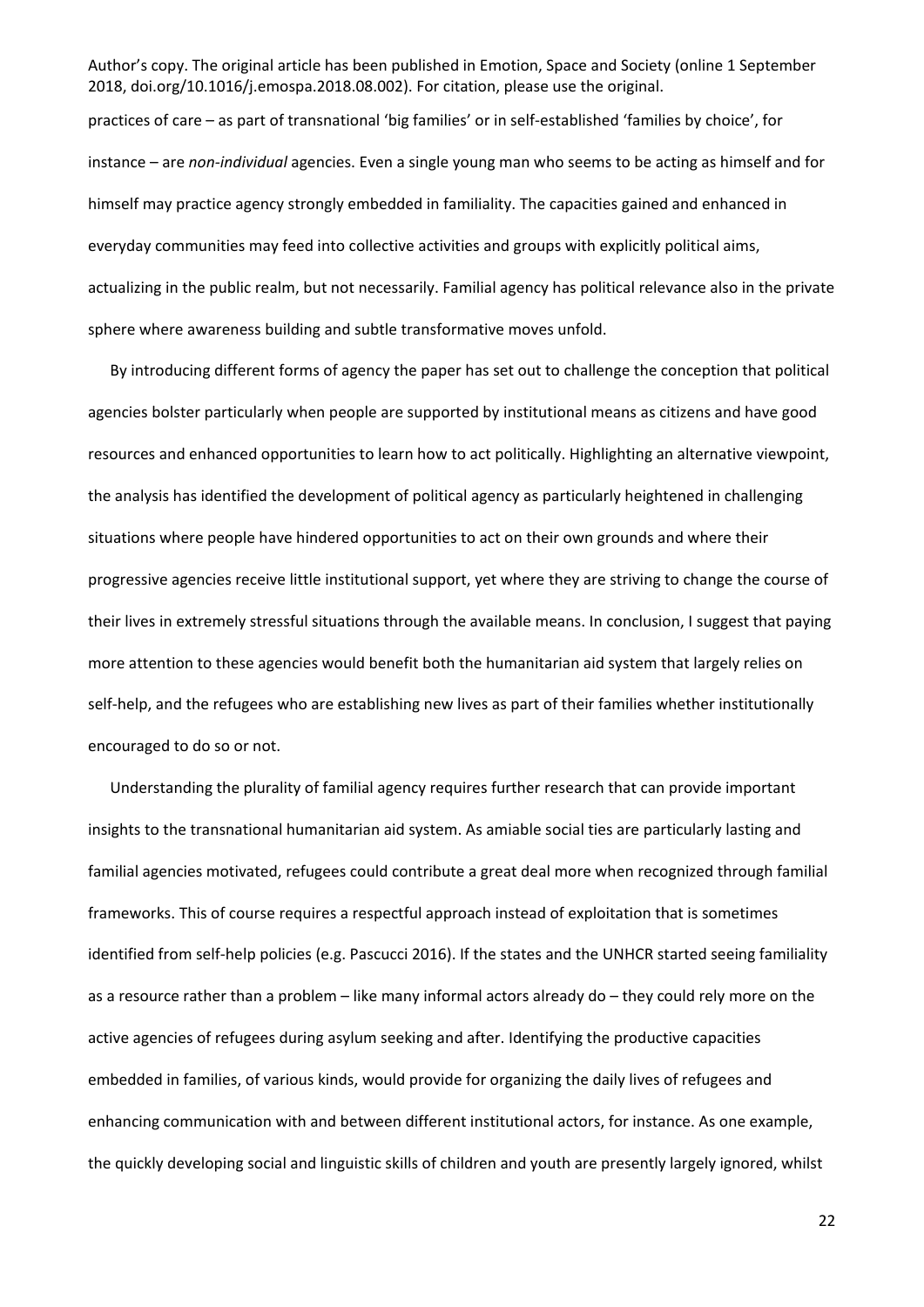practices of care – as part of transnational 'big families' or in self-established 'families by choice', for instance – are *non-individual* agencies. Even a single young man who seems to be acting as himself and for himself may practice agency strongly embedded in familiality. The capacities gained and enhanced in everyday communities may feed into collective activities and groups with explicitly political aims, actualizing in the public realm, but not necessarily. Familial agency has political relevance also in the private sphere where awareness building and subtle transformative moves unfold.

By introducing different forms of agency the paper has set out to challenge the conception that political agencies bolster particularly when people are supported by institutional means as citizens and have good resources and enhanced opportunities to learn how to act politically. Highlighting an alternative viewpoint, the analysis has identified the development of political agency as particularly heightened in challenging situations where people have hindered opportunities to act on their own grounds and where their progressive agencies receive little institutional support, yet where they are striving to change the course of their lives in extremely stressful situations through the available means. In conclusion, I suggest that paying more attention to these agencies would benefit both the humanitarian aid system that largely relies on self-help, and the refugees who are establishing new lives as part of their families whether institutionally encouraged to do so or not.

Understanding the plurality of familial agency requires further research that can provide important insights to the transnational humanitarian aid system. As amiable social ties are particularly lasting and familial agencies motivated, refugees could contribute a great deal more when recognized through familial frameworks. This of course requires a respectful approach instead of exploitation that is sometimes identified from self-help policies (e.g. Pascucci 2016). If the states and the UNHCR started seeing familiality as a resource rather than a problem – like many informal actors already do – they could rely more on the active agencies of refugees during asylum seeking and after. Identifying the productive capacities embedded in families, of various kinds, would provide for organizing the daily lives of refugees and enhancing communication with and between different institutional actors, for instance. As one example, the quickly developing social and linguistic skills of children and youth are presently largely ignored, whilst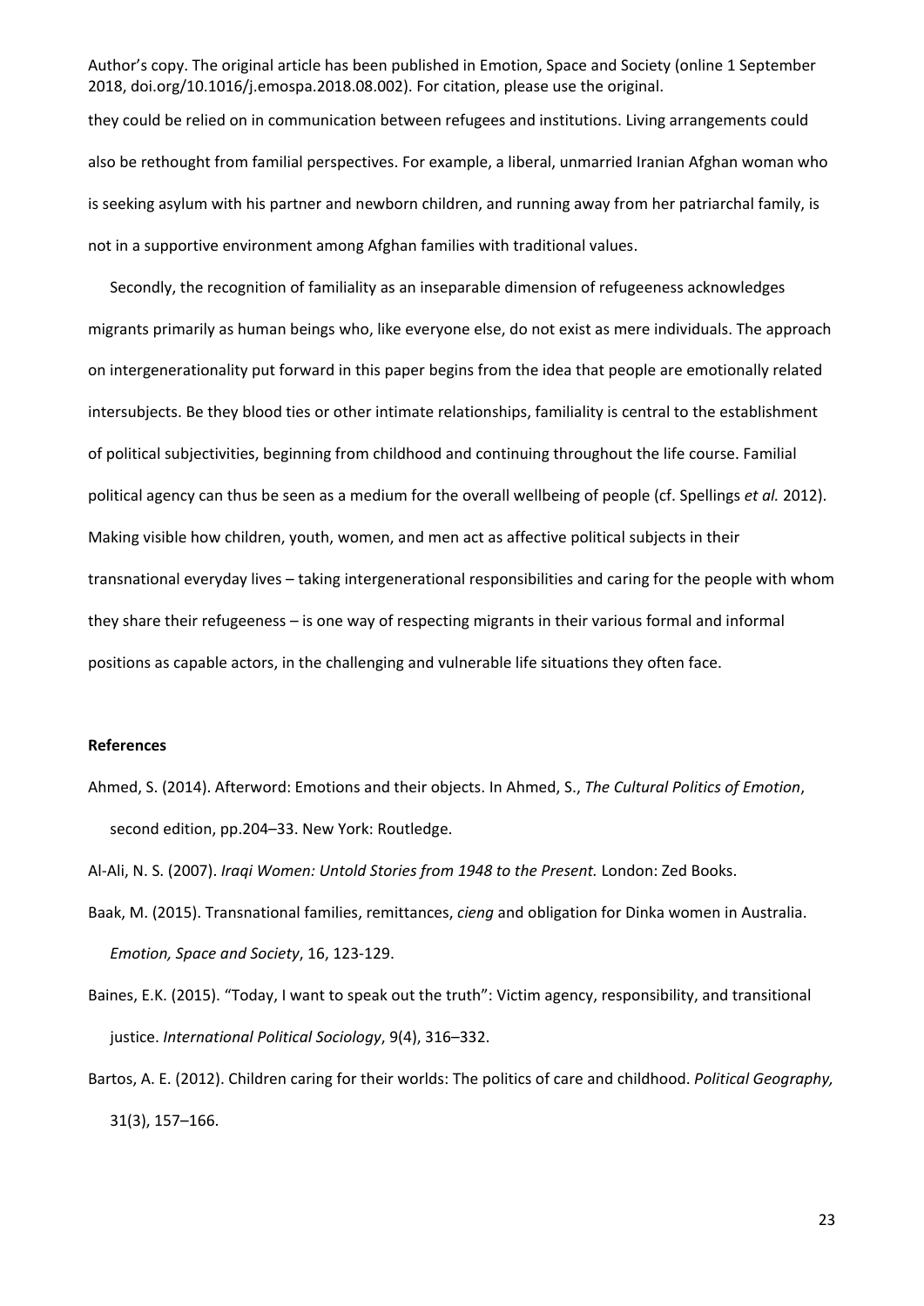they could be relied on in communication between refugees and institutions. Living arrangements could also be rethought from familial perspectives. For example, a liberal, unmarried Iranian Afghan woman who is seeking asylum with his partner and newborn children, and running away from her patriarchal family, is not in a supportive environment among Afghan families with traditional values.

Secondly, the recognition of familiality as an inseparable dimension of refugeeness acknowledges migrants primarily as human beings who, like everyone else, do not exist as mere individuals. The approach on intergenerationality put forward in this paper begins from the idea that people are emotionally related intersubjects. Be they blood ties or other intimate relationships, familiality is central to the establishment of political subjectivities, beginning from childhood and continuing throughout the life course. Familial political agency can thus be seen as a medium for the overall wellbeing of people (cf. Spellings *et al.* 2012). Making visible how children, youth, women, and men act as affective political subjects in their transnational everyday lives – taking intergenerational responsibilities and caring for the people with whom they share their refugeeness – is one way of respecting migrants in their various formal and informal positions as capable actors, in the challenging and vulnerable life situations they often face.

**References**

Ahmed, S. (2014). Afterword: Emotions and their objects. In Ahmed, S., *The Cultural Politics of Emotion*, second edition, pp.204–33. New York: Routledge.

Al-Ali, N. S. (2007). *Iraqi Women: Untold Stories from 1948 to the Present.* London: Zed Books.

Baak, M. (2015). Transnational families, remittances, *cieng* and obligation for Dinka women in Australia. *Emotion, Space and Society*, 16, 123-129.

Baines, E.K. (2015). "Today, I want to speak out the truth": Victim agency, responsibility, and transitional justice. *International Political Sociology*, 9(4), 316–332.

Bartos, A. E. (2012). Children caring for their worlds: The politics of care and childhood. *Political Geography,* 31(3), 157–166.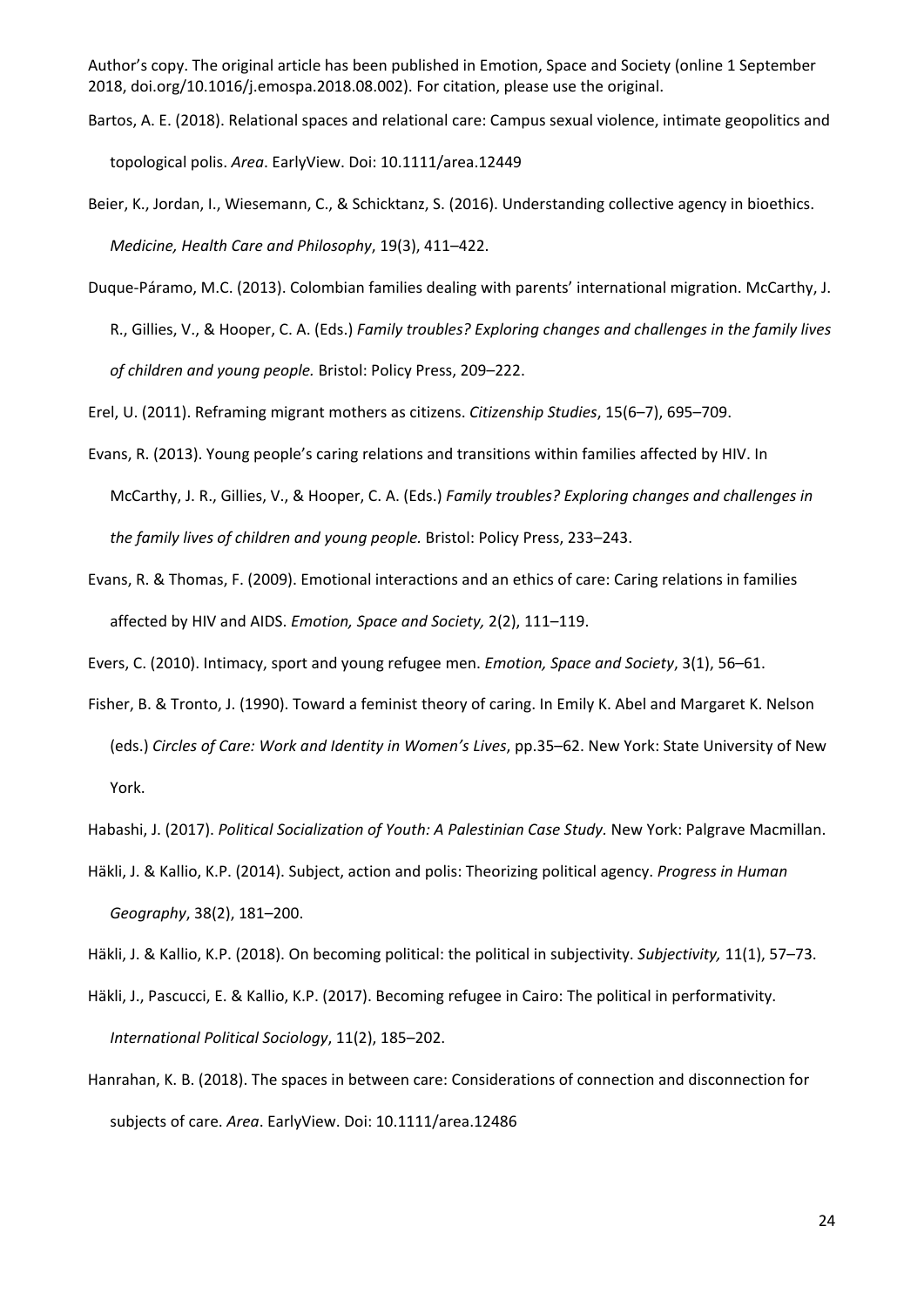Bartos, A. E. (2018). Relational spaces and relational care: Campus sexual violence, intimate geopolitics and topological polis. *Area*. EarlyView. Doi: 10.1111/area.12449

Beier, K., Jordan, I., Wiesemann, C., & Schicktanz, S. (2016). Understanding collective agency in bioethics. *Medicine, Health Care and Philosophy*, 19(3), 411–422.

Duque-Páramo, M.C. (2013). Colombian families dealing with parents' international migration. McCarthy, J. R., Gillies, V., & Hooper, C. A. (Eds.) *Family troubles? Exploring changes and challenges in the family lives of children and young people.* Bristol: Policy Press, 209–222.

Erel, U. (2011). Reframing migrant mothers as citizens. *Citizenship Studies*, 15(6–7), 695–709.

Evans, R. (2013). Young people's caring relations and transitions within families affected by HIV. In McCarthy, J. R., Gillies, V., & Hooper, C. A. (Eds.) *Family troubles? Exploring changes and challenges in the family lives of children and young people.* Bristol: Policy Press, 233–243.

Evans, R. & Thomas, F. (2009). Emotional interactions and an ethics of care: Caring relations in families affected by HIV and AIDS. *Emotion, Space and Society,* 2(2), 111–119.

Evers, C. (2010). Intimacy, sport and young refugee men. *Emotion, Space and Society*, 3(1), 56–61.

Fisher, B. & Tronto, J. (1990). Toward a feminist theory of caring. In Emily K. Abel and Margaret K. Nelson (eds.) *Circles of Care: Work and Identity in Women's Lives*, pp.35–62. New York: State University of New York.

Habashi, J. (2017). *Political Socialization of Youth: A Palestinian Case Study.* New York: Palgrave Macmillan.

Häkli, J. & Kallio, K.P. (2014). Subject, action and polis: Theorizing political agency. *Progress in Human Geography*, 38(2), 181–200.

Häkli, J. & Kallio, K.P. (2018). On becoming political: the political in subjectivity. *Subjectivity,* 11(1), 57–73.

Häkli, J., Pascucci, E. & Kallio, K.P. (2017). Becoming refugee in Cairo: The political in performativity. *International Political Sociology*, 11(2), 185–202.

Hanrahan, K. B. (2018). The spaces in between care: Considerations of connection and disconnection for subjects of care. *Area*. EarlyView. Doi: 10.1111/area.12486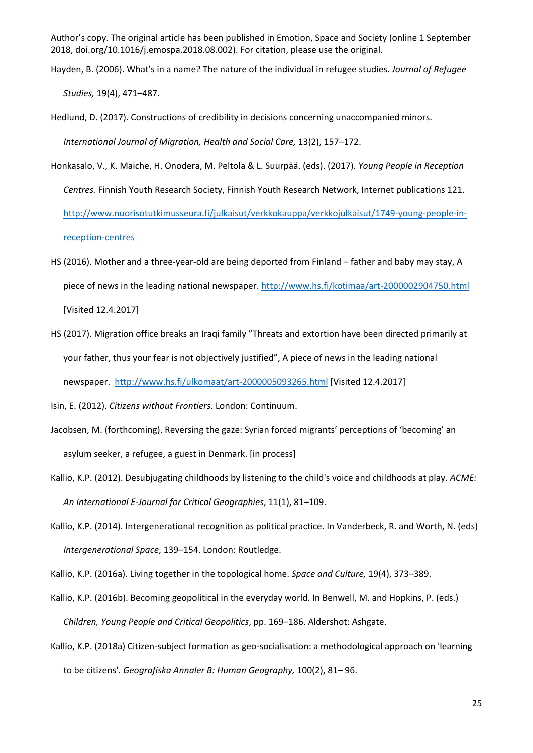Author's copy. The original article has been published in Emotion, Space and Society (online 1 September 2018, doi.org/10.1016/j.emospa.2018.08.002). For citation, please use the original.

Hayden, B. (2006). What's in a name? The nature of the individual in refugee studies. *Journal of Refugee Studies,* 19(4), 471–487.

Hedlund, D. (2017). Constructions of credibility in decisions concerning unaccompanied minors. *International Journal of Migration, Health and Social Care,* 13(2), 157–172.

Honkasalo, V., K. Maiche, H. Onodera, M. Peltola & L. Suurpää. (eds). (2017). *Young People in Reception Centres.* Finnish Youth Research Society, Finnish Youth Research Network, Internet publications 121. http://www.nuorisotutkimusseura.fi/julkaisut/verkkokauppa/verkkojulkaisut/1749-young-people-in-reception-centres

HS (2016). Mother and a three-year-old are being deported from Finland – father and baby may stay, A piece of news in the leading national newspaper. http://www.hs.fi/kotimaa/art-2000002904750.html [Visited 12.4.2017]

HS (2017). Migration office breaks an Iraqi family "Threats and extortion have been directed primarily at your father, thus your fear is not objectively justified", A piece of news in the leading national newspaper. http://www.hs.fi/ulkomaat/art-2000005093265.html [Visited 12.4.2017]

Isin, E. (2012). *Citizens without Frontiers.* London: Continuum.

Jacobsen, M. (forthcoming). Reversing the gaze: Syrian forced migrants' perceptions of 'becoming' an asylum seeker, a refugee, a guest in Denmark. [in process]

Kallio, K.P. (2012). Desubjugating childhoods by listening to the child's voice and childhoods at play. *ACME: An International E-Journal for Critical Geographies*, 11(1), 81–109.

Kallio, K.P. (2014). Intergenerational recognition as political practice. In Vanderbeck, R. and Worth, N. (eds) *Intergenerational Space*, 139–154. London: Routledge.

Kallio, K.P. (2016a). Living together in the topological home. *Space and Culture,* 19(4), 373–389.

Kallio, K.P. (2016b). Becoming geopolitical in the everyday world. In Benwell, M. and Hopkins, P. (eds.) *Children, Young People and Critical Geopolitics*, pp. 169–186. Aldershot: Ashgate.

Kallio, K.P. (2018a) Citizen-subject formation as geo-socialisation: a methodological approach on 'learning to be citizens'. *Geografiska Annaler B: Human Geography,* 100(2), 81– 96.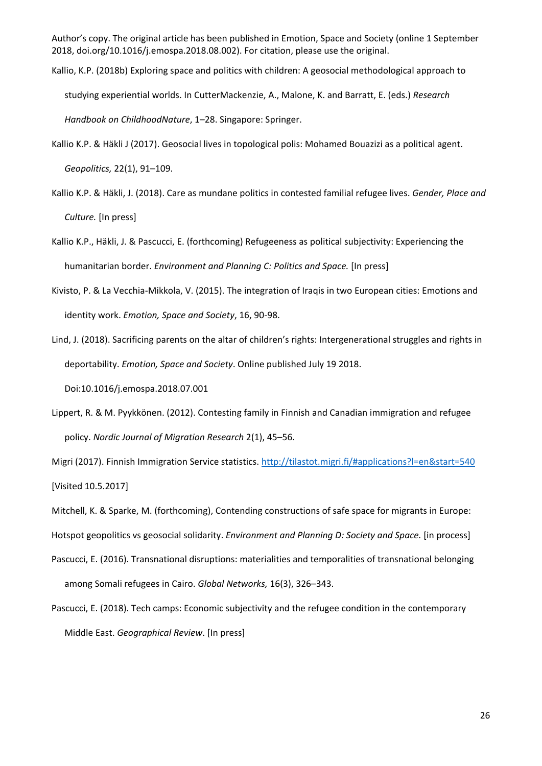Author's copy. The original article has been published in Emotion, Space and Society (online 1 September 2018, doi.org/10.1016/j.emospa.2018.08.002). For citation, please use the original.

Kallio, K.P. (2018b) Exploring space and politics with children: A geosocial methodological approach to studying experiential worlds. In CutterMackenzie, A., Malone, K. and Barratt, E. (eds.) *Research Handbook on ChildhoodNature*, 1–28. Singapore: Springer.

Kallio K.P. & Häkli J (2017). Geosocial lives in topological polis: Mohamed Bouazizi as a political agent. *Geopolitics,* 22(1), 91–109.

Kallio K.P. & Häkli, J. (2018). Care as mundane politics in contested familial refugee lives. *Gender, Place and Culture.* [In press]

Kallio K.P., Häkli, J. & Pascucci, E. (forthcoming) Refugeeness as political subjectivity: Experiencing the humanitarian border. *Environment and Planning C: Politics and Space.* [In press]

Kivisto, P. & La Vecchia-Mikkola, V. (2015). The integration of Iraqis in two European cities: Emotions and identity work. *Emotion, Space and Society*, 16, 90-98.

Lind, J. (2018). Sacrificing parents on the altar of children's rights: Intergenerational struggles and rights in deportability. *Emotion, Space and Society*. Online published July 19 2018. Doi:10.1016/j.emospa.2018.07.001

Lippert, R. & M. Pyykkönen. (2012). Contesting family in Finnish and Canadian immigration and refugee policy. *Nordic Journal of Migration Research* 2(1), 45–56.

Migri (2017). Finnish Immigration Service statistics. http://tilastot.migri.fi/#applications?l=en&start=540 [Visited 10.5.2017]

Mitchell, K. & Sparke, M. (forthcoming), Contending constructions of safe space for migrants in Europe: Hotspot geopolitics vs geosocial solidarity. *Environment and Planning D: Society and Space.* [in process]

Pascucci, E. (2016). Transnational disruptions: materialities and temporalities of transnational belonging among Somali refugees in Cairo. *Global Networks,* 16(3), 326–343.

Pascucci, E. (2018). Tech camps: Economic subjectivity and the refugee condition in the contemporary Middle East. *Geographical Review*. [In press]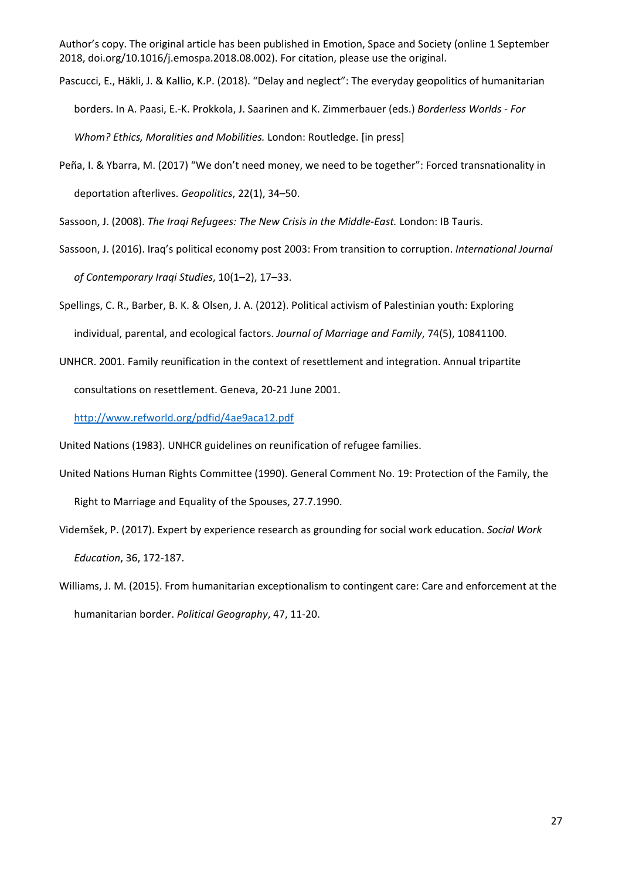Author's copy. The original article has been published in Emotion, Space and Society (online 1 September 2018, doi.org/10.1016/j.emospa.2018.08.002). For citation, please use the original.

Pascucci, E., Häkli, J. & Kallio, K.P. (2018). "Delay and neglect": The everyday geopolitics of humanitarian borders. In A. Paasi, E.-K. Prokkola, J. Saarinen and K. Zimmerbauer (eds.) *Borderless Worlds - For Whom? Ethics, Moralities and Mobilities.* London: Routledge. [in press]

Peña, I. & Ybarra, M. (2017) "We don't need money, we need to be together": Forced transnationality in deportation afterlives. *Geopolitics*, 22(1), 34–50.

Sassoon, J. (2008). *The Iraqi Refugees: The New Crisis in the Middle-East.* London: IB Tauris.

Sassoon, J. (2016). Iraq's political economy post 2003: From transition to corruption. *International Journal of Contemporary Iraqi Studies*, 10(1–2), 17–33.

Spellings, C. R., Barber, B. K. & Olsen, J. A. (2012). Political activism of Palestinian youth: Exploring individual, parental, and ecological factors. *Journal of Marriage and Family*, 74(5), 10841100.

UNHCR. 2001. Family reunification in the context of resettlement and integration. Annual tripartite consultations on resettlement. Geneva, 20-21 June 2001. http://www.refworld.org/pdfid/4ae9aca12.pdf

United Nations (1983). UNHCR guidelines on reunification of refugee families.

United Nations Human Rights Committee (1990). General Comment No. 19: Protection of the Family, the Right to Marriage and Equality of the Spouses, 27.7.1990.

Videmšek, P. (2017). Expert by experience research as grounding for social work education. *Social Work Education*, 36, 172-187.

Williams, J. M. (2015). From humanitarian exceptionalism to contingent care: Care and enforcement at the humanitarian border. *Political Geography*, 47, 11-20.